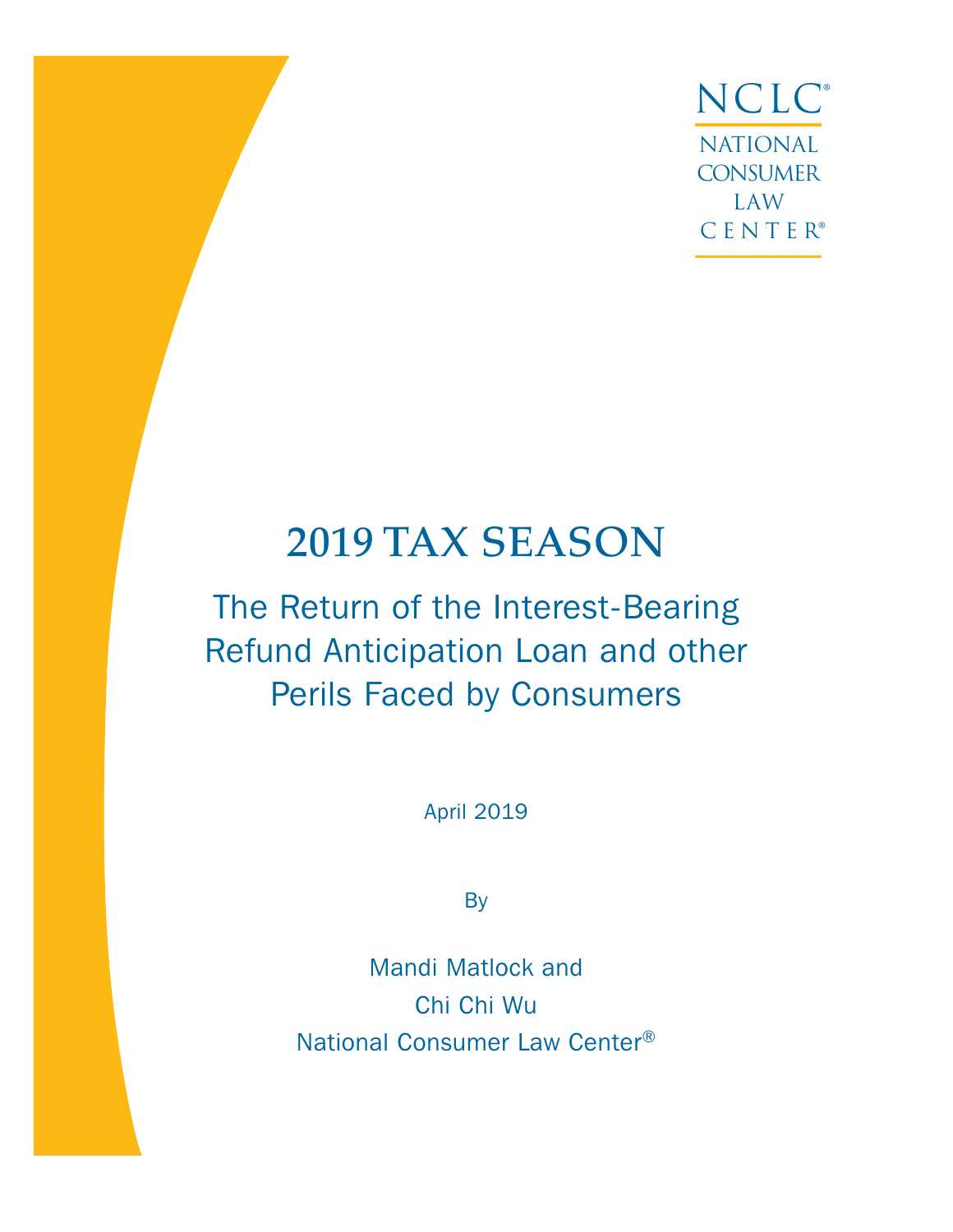NCLC®

NATIONAL CONSUMER LAW CENTER®

# 2019 TAX SEASON

## The Return of the Interest-Bearing Refund Anticipation Loan and other Perils Faced by Consumers

April 2019

By

Mandi Matlock and

Chi Chi Wu

National Consumer Law Center®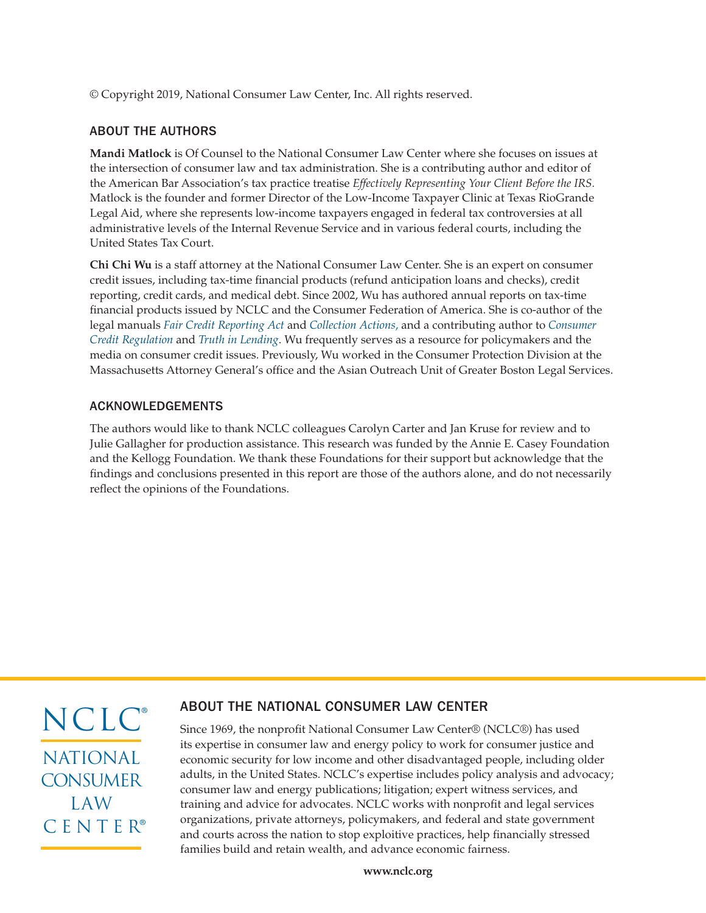© Copyright 2019, National Consumer Law Center, Inc. All rights reserved.

## ABOUT THE AUTHORS

**Mandi Matlock** is Of Counsel to the National Consumer Law Center where she focuses on issues at the intersection of consumer law and tax administration. She is a contributing author and editor of the American Bar Association's tax practice treatise *Effectively Representing Your Client Before the IRS.* Matlock is the founder and former Director of the Low-Income Taxpayer Clinic at Texas RioGrande Legal Aid, where she represents low-income taxpayers engaged in federal tax controversies at all administrative levels of the Internal Revenue Service and in various federal courts, including the United States Tax Court.

**Chi Chi Wu** is a staff attorney at the National Consumer Law Center. She is an expert on consumer credit issues, including tax-time financial products (refund anticipation loans and checks), credit reporting, credit cards, and medical debt. Since 2002, Wu has authored annual reports on tax-time financial products issued by NCLC and the Consumer Federation of America. She is co-author of the legal manuals *Fair Credit Reporting Act* and *Collection Actions,* and a contributing author to *Consumer Credit Regulation* and *Truth in Lending*. Wu frequently serves as a resource for policymakers and the media on consumer credit issues. Previously, Wu worked in the Consumer Protection Division at the Massachusetts Attorney General's office and the Asian Outreach Unit of Greater Boston Legal Services.

## ACKNOWLEDGEMENTS

The authors would like to thank NCLC colleagues Carolyn Carter and Jan Kruse for review and to Julie Gallagher for production assistance. This research was funded by the Annie E. Casey Foundation and the Kellogg Foundation. We thank these Foundations for their support but acknowledge that the findings and conclusions presented in this report are those of the authors alone, and do not necessarily reflect the opinions of the Foundations.

NCLC®
NATIONAL CONSUMER LAW CENTER®

## ABOUT THE NATIONAL CONSUMER LAW CENTER

Since 1969, the nonprofit National Consumer Law Center® (NCLC®) has used its expertise in consumer law and energy policy to work for consumer justice and economic security for low income and other disadvantaged people, including older adults, in the United States. NCLC's expertise includes policy analysis and advocacy; consumer law and energy publications; litigation; expert witness services, and training and advice for advocates. NCLC works with nonprofit and legal services organizations, private attorneys, policymakers, and federal and state government and courts across the nation to stop exploitive practices, help financially stressed families build and retain wealth, and advance economic fairness.

**www.nclc.org**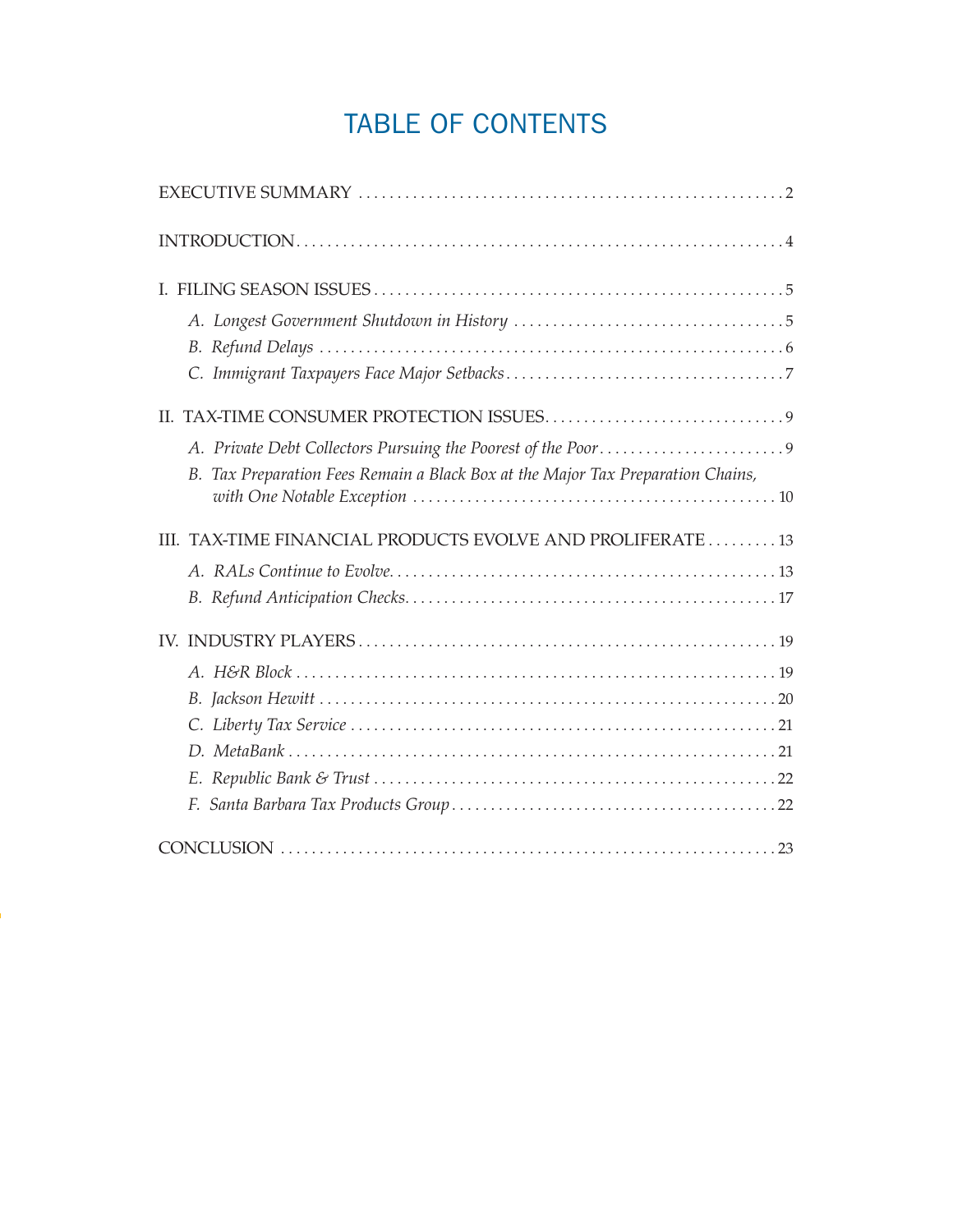# TABLE OF CONTENTS

EXECUTIVE SUMMARY . . . . . . . . . . . . . . . . . . . . . . . . . . . . . . . . . . . . . . . . . . . . . . . . . . . . . 2

INTRODUCTION . . . . . . . . . . . . . . . . . . . . . . . . . . . . . . . . . . . . . . . . . . . . . . . . . . . . . . . . . . . . 4

I. FILING SEASON ISSUES . . . . . . . . . . . . . . . . . . . . . . . . . . . . . . . . . . . . . . . . . . . . . . . . . . . . 5

- *A. Longest Government Shutdown in History* . . . . . . . . . . . . . . . . . . . . . . . . . . . . . . . . . . . 5
- *B. Refund Delays* . . . . . . . . . . . . . . . . . . . . . . . . . . . . . . . . . . . . . . . . . . . . . . . . . . . . . . . . . . 6
- *C. Immigrant Taxpayers Face Major Setbacks* . . . . . . . . . . . . . . . . . . . . . . . . . . . . . . . . . . . 7

II. TAX-TIME CONSUMER PROTECTION ISSUES . . . . . . . . . . . . . . . . . . . . . . . . . . . . . . . . . 9

- *A. Private Debt Collectors Pursuing the Poorest of the Poor* . . . . . . . . . . . . . . . . . . . . . . . . 9
- *B. Tax Preparation Fees Remain a Black Box at the Major Tax Preparation Chains, with One Notable Exception* . . . . . . . . . . . . . . . . . . . . . . . . . . . . . . . . . . . . . . . . . . . . . . . 10

III. TAX-TIME FINANCIAL PRODUCTS EVOLVE AND PROLIFERATE . . . . . . . . . 13

- *A. RALs Continue to Evolve.* . . . . . . . . . . . . . . . . . . . . . . . . . . . . . . . . . . . . . . . . . . . . . . . . . 13
- *B. Refund Anticipation Checks.* . . . . . . . . . . . . . . . . . . . . . . . . . . . . . . . . . . . . . . . . . . . . . . . 17

IV. INDUSTRY PLAYERS . . . . . . . . . . . . . . . . . . . . . . . . . . . . . . . . . . . . . . . . . . . . . . . . . . . . . . 19

- *A. H&R Block* . . . . . . . . . . . . . . . . . . . . . . . . . . . . . . . . . . . . . . . . . . . . . . . . . . . . . . . . . . . . . 19
- *B. Jackson Hewitt* . . . . . . . . . . . . . . . . . . . . . . . . . . . . . . . . . . . . . . . . . . . . . . . . . . . . . . . . . . 20
- *C. Liberty Tax Service* . . . . . . . . . . . . . . . . . . . . . . . . . . . . . . . . . . . . . . . . . . . . . . . . . . . . . . . 21
- *D. MetaBank* . . . . . . . . . . . . . . . . . . . . . . . . . . . . . . . . . . . . . . . . . . . . . . . . . . . . . . . . . . . . . . 21
- *E. Republic Bank & Trust* . . . . . . . . . . . . . . . . . . . . . . . . . . . . . . . . . . . . . . . . . . . . . . . . . . . . 22
- *F. Santa Barbara Tax Products Group* . . . . . . . . . . . . . . . . . . . . . . . . . . . . . . . . . . . . . . . . . . 22

CONCLUSION . . . . . . . . . . . . . . . . . . . . . . . . . . . . . . . . . . . . . . . . . . . . . . . . . . . . . . . . . . . . . . 23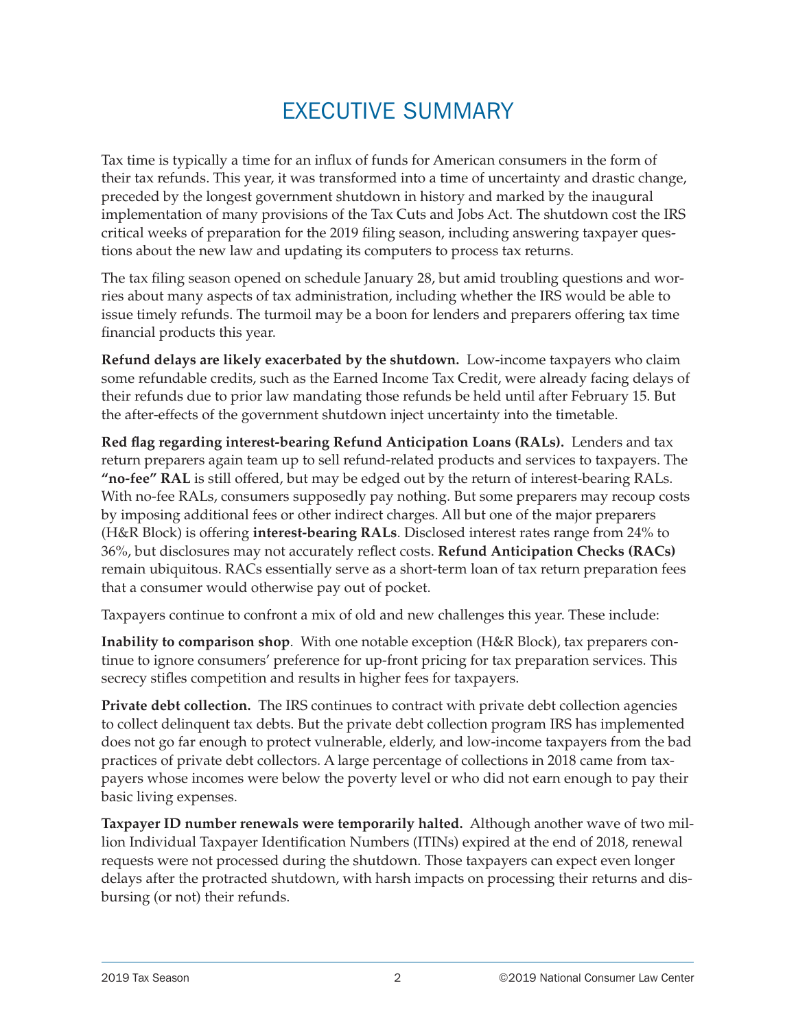# EXECUTIVE SUMMARY

Tax time is typically a time for an influx of funds for American consumers in the form of their tax refunds. This year, it was transformed into a time of uncertainty and drastic change, preceded by the longest government shutdown in history and marked by the inaugural implementation of many provisions of the Tax Cuts and Jobs Act. The shutdown cost the IRS critical weeks of preparation for the 2019 filing season, including answering taxpayer questions about the new law and updating its computers to process tax returns.

The tax filing season opened on schedule January 28, but amid troubling questions and worries about many aspects of tax administration, including whether the IRS would be able to issue timely refunds. The turmoil may be a boon for lenders and preparers offering tax time financial products this year.

**Refund delays are likely exacerbated by the shutdown.** Low-income taxpayers who claim some refundable credits, such as the Earned Income Tax Credit, were already facing delays of their refunds due to prior law mandating those refunds be held until after February 15. But the after-effects of the government shutdown inject uncertainty into the timetable.

**Red flag regarding interest-bearing Refund Anticipation Loans (RALs).** Lenders and tax return preparers again team up to sell refund-related products and services to taxpayers. The **"no-fee" RAL** is still offered, but may be edged out by the return of interest-bearing RALs. With no-fee RALs, consumers supposedly pay nothing. But some preparers may recoup costs by imposing additional fees or other indirect charges. All but one of the major preparers (H&R Block) is offering **interest-bearing RALs**. Disclosed interest rates range from 24% to 36%, but disclosures may not accurately reflect costs. **Refund Anticipation Checks (RACs)** remain ubiquitous. RACs essentially serve as a short-term loan of tax return preparation fees that a consumer would otherwise pay out of pocket.

Taxpayers continue to confront a mix of old and new challenges this year. These include:

**Inability to comparison shop**. With one notable exception (H&R Block), tax preparers continue to ignore consumers' preference for up-front pricing for tax preparation services. This secrecy stifles competition and results in higher fees for taxpayers.

**Private debt collection.** The IRS continues to contract with private debt collection agencies to collect delinquent tax debts. But the private debt collection program IRS has implemented does not go far enough to protect vulnerable, elderly, and low-income taxpayers from the bad practices of private debt collectors. A large percentage of collections in 2018 came from taxpayers whose incomes were below the poverty level or who did not earn enough to pay their basic living expenses.

**Taxpayer ID number renewals were temporarily halted.** Although another wave of two million Individual Taxpayer Identification Numbers (ITINs) expired at the end of 2018, renewal requests were not processed during the shutdown. Those taxpayers can expect even longer delays after the protracted shutdown, with harsh impacts on processing their returns and disbursing (or not) their refunds.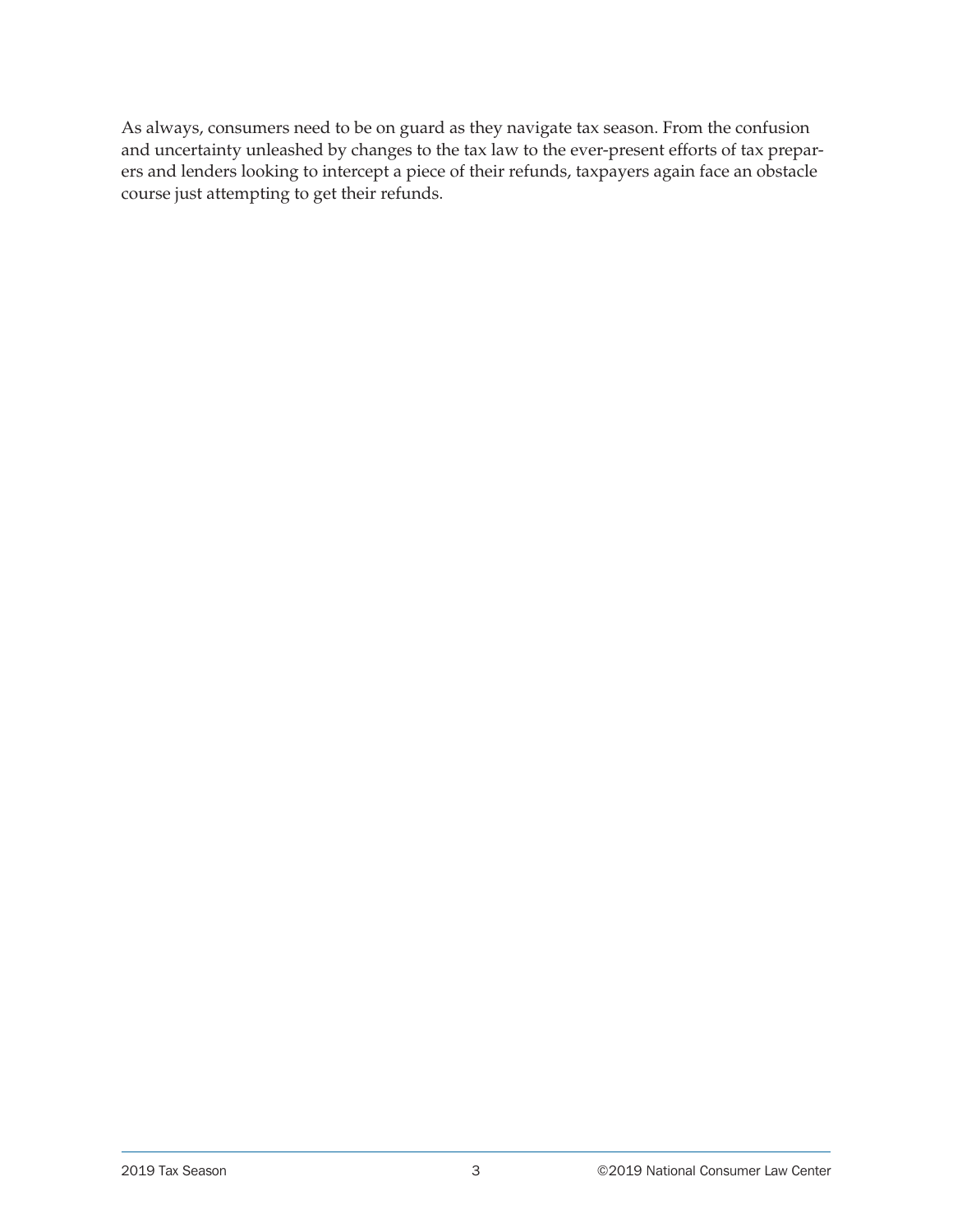As always, consumers need to be on guard as they navigate tax season. From the confusion and uncertainty unleashed by changes to the tax law to the ever-present efforts of tax preparers and lenders looking to intercept a piece of their refunds, taxpayers again face an obstacle course just attempting to get their refunds.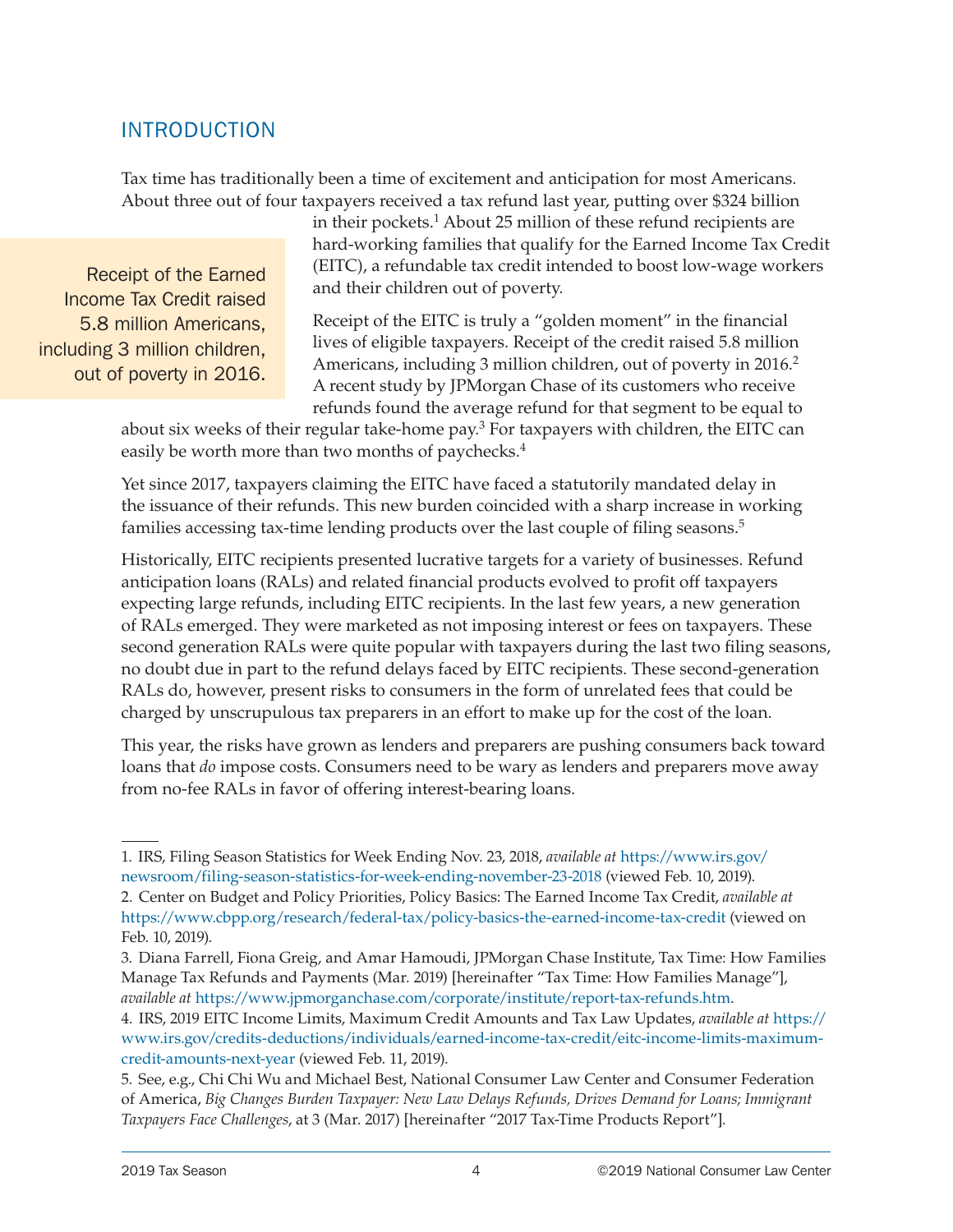## INTRODUCTION

Tax time has traditionally been a time of excitement and anticipation for most Americans. About three out of four taxpayers received a tax refund last year, putting over $324 billion in their pockets.[1] About 25 million of these refund recipients are hard-working families that qualify for the Earned Income Tax Credit (EITC), a refundable tax credit intended to boost low-wage workers and their children out of poverty.

> Receipt of the Earned Income Tax Credit raised 5.8 million Americans, including 3 million children, out of poverty in 2016.

Receipt of the EITC is truly a "golden moment" in the financial lives of eligible taxpayers. Receipt of the credit raised 5.8 million Americans, including 3 million children, out of poverty in 2016.[2] A recent study by JPMorgan Chase of its customers who receive refunds found the average refund for that segment to be equal to about six weeks of their regular take-home pay.[3] For taxpayers with children, the EITC can easily be worth more than two months of paychecks.[4]

Yet since 2017, taxpayers claiming the EITC have faced a statutorily mandated delay in the issuance of their refunds. This new burden coincided with a sharp increase in working families accessing tax-time lending products over the last couple of filing seasons.[5]

Historically, EITC recipients presented lucrative targets for a variety of businesses. Refund anticipation loans (RALs) and related financial products evolved to profit off taxpayers expecting large refunds, including EITC recipients. In the last few years, a new generation of RALs emerged. They were marketed as not imposing interest or fees on taxpayers. These second generation RALs were quite popular with taxpayers during the last two filing seasons, no doubt due in part to the refund delays faced by EITC recipients. These second-generation RALs do, however, present risks to consumers in the form of unrelated fees that could be charged by unscrupulous tax preparers in an effort to make up for the cost of the loan.

This year, the risks have grown as lenders and preparers are pushing consumers back toward loans that *do* impose costs. Consumers need to be wary as lenders and preparers move away from no-fee RALs in favor of offering interest-bearing loans.

---

1. IRS, Filing Season Statistics for Week Ending Nov. 23, 2018, *available at* https://www.irs.gov/newsroom/filing-season-statistics-for-week-ending-november-23-2018 (viewed Feb. 10, 2019).
2. Center on Budget and Policy Priorities, Policy Basics: The Earned Income Tax Credit, *available at* https://www.cbpp.org/research/federal-tax/policy-basics-the-earned-income-tax-credit (viewed on Feb. 10, 2019).
3. Diana Farrell, Fiona Greig, and Amar Hamoudi, JPMorgan Chase Institute, Tax Time: How Families Manage Tax Refunds and Payments (Mar. 2019) [hereinafter "Tax Time: How Families Manage"], *available at* https://www.jpmorganchase.com/corporate/institute/report-tax-refunds.htm.
4. IRS, 2019 EITC Income Limits, Maximum Credit Amounts and Tax Law Updates, *available at* https://www.irs.gov/credits-deductions/individuals/earned-income-tax-credit/eitc-income-limits-maximum-credit-amounts-next-year (viewed Feb. 11, 2019).
5. See, e.g., Chi Chi Wu and Michael Best, National Consumer Law Center and Consumer Federation of America, *Big Changes Burden Taxpayer: New Law Delays Refunds, Drives Demand for Loans; Immigrant Taxpayers Face Challenges*, at 3 (Mar. 2017) [hereinafter "2017 Tax-Time Products Report"].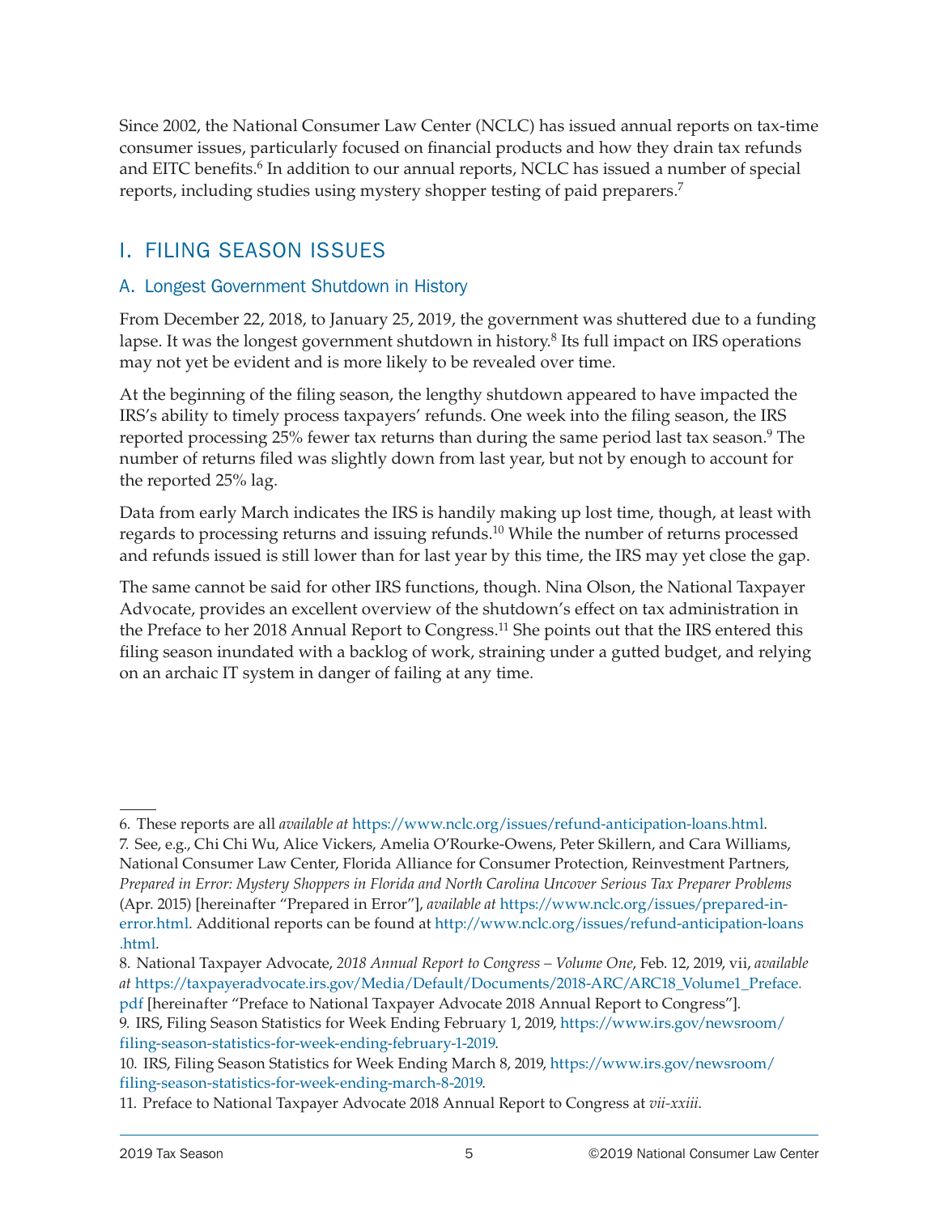Since 2002, the National Consumer Law Center (NCLC) has issued annual reports on tax-time consumer issues, particularly focused on financial products and how they drain tax refunds and EITC benefits.[6] In addition to our annual reports, NCLC has issued a number of special reports, including studies using mystery shopper testing of paid preparers.[7]

## I. FILING SEASON ISSUES

### A. Longest Government Shutdown in History

From December 22, 2018, to January 25, 2019, the government was shuttered due to a funding lapse. It was the longest government shutdown in history.[8] Its full impact on IRS operations may not yet be evident and is more likely to be revealed over time.

At the beginning of the filing season, the lengthy shutdown appeared to have impacted the IRS's ability to timely process taxpayers' refunds. One week into the filing season, the IRS reported processing 25% fewer tax returns than during the same period last tax season.[9] The number of returns filed was slightly down from last year, but not by enough to account for the reported 25% lag.

Data from early March indicates the IRS is handily making up lost time, though, at least with regards to processing returns and issuing refunds.[10] While the number of returns processed and refunds issued is still lower than for last year by this time, the IRS may yet close the gap.

The same cannot be said for other IRS functions, though. Nina Olson, the National Taxpayer Advocate, provides an excellent overview of the shutdown's effect on tax administration in the Preface to her 2018 Annual Report to Congress.[11] She points out that the IRS entered this filing season inundated with a backlog of work, straining under a gutted budget, and relying on an archaic IT system in danger of failing at any time.

---

6. These reports are all *available at* https://www.nclc.org/issues/refund-anticipation-loans.html.

7. See, e.g., Chi Chi Wu, Alice Vickers, Amelia O'Rourke-Owens, Peter Skillern, and Cara Williams, National Consumer Law Center, Florida Alliance for Consumer Protection, Reinvestment Partners, *Prepared in Error: Mystery Shoppers in Florida and North Carolina Uncover Serious Tax Preparer Problems* (Apr. 2015) [hereinafter "Prepared in Error"], *available at* https://www.nclc.org/issues/prepared-in-error.html. Additional reports can be found at http://www.nclc.org/issues/refund-anticipation-loans.html.

8. National Taxpayer Advocate, *2018 Annual Report to Congress – Volume One*, Feb. 12, 2019, vii, *available at* https://taxpayeradvocate.irs.gov/Media/Default/Documents/2018-ARC/ARC18_Volume1_Preface.pdf [hereinafter "Preface to National Taxpayer Advocate 2018 Annual Report to Congress"].

9. IRS, Filing Season Statistics for Week Ending February 1, 2019, https://www.irs.gov/newsroom/filing-season-statistics-for-week-ending-february-1-2019.

10. IRS, Filing Season Statistics for Week Ending March 8, 2019, https://www.irs.gov/newsroom/filing-season-statistics-for-week-ending-march-8-2019.

11. Preface to National Taxpayer Advocate 2018 Annual Report to Congress at *vii-xxiii*.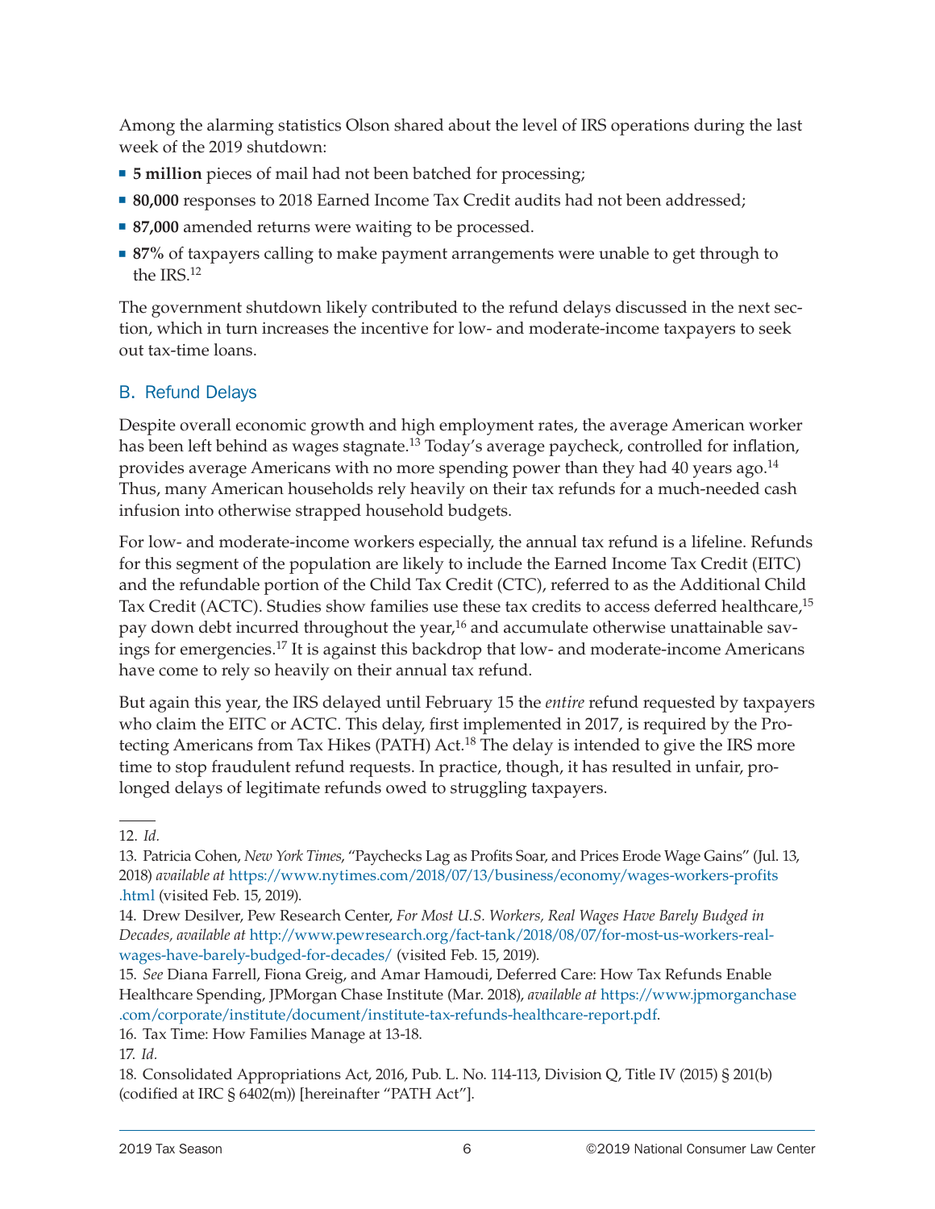Among the alarming statistics Olson shared about the level of IRS operations during the last week of the 2019 shutdown:

- **5 million** pieces of mail had not been batched for processing;
- **80,000** responses to 2018 Earned Income Tax Credit audits had not been addressed;
- **87,000** amended returns were waiting to be processed.
- **87%** of taxpayers calling to make payment arrangements were unable to get through to the IRS.[12]

The government shutdown likely contributed to the refund delays discussed in the next section, which in turn increases the incentive for low- and moderate-income taxpayers to seek out tax-time loans.

## B. Refund Delays

Despite overall economic growth and high employment rates, the average American worker has been left behind as wages stagnate.[13] Today's average paycheck, controlled for inflation, provides average Americans with no more spending power than they had 40 years ago.[14] Thus, many American households rely heavily on their tax refunds for a much-needed cash infusion into otherwise strapped household budgets.

For low- and moderate-income workers especially, the annual tax refund is a lifeline. Refunds for this segment of the population are likely to include the Earned Income Tax Credit (EITC) and the refundable portion of the Child Tax Credit (CTC), referred to as the Additional Child Tax Credit (ACTC). Studies show families use these tax credits to access deferred healthcare,[15] pay down debt incurred throughout the year,[16] and accumulate otherwise unattainable savings for emergencies.[17] It is against this backdrop that low- and moderate-income Americans have come to rely so heavily on their annual tax refund.

But again this year, the IRS delayed until February 15 the *entire* refund requested by taxpayers who claim the EITC or ACTC. This delay, first implemented in 2017, is required by the Protecting Americans from Tax Hikes (PATH) Act.[18] The delay is intended to give the IRS more time to stop fraudulent refund requests. In practice, though, it has resulted in unfair, prolonged delays of legitimate refunds owed to struggling taxpayers.

---

12. *Id.*

13. Patricia Cohen, *New York Times*, "Paychecks Lag as Profits Soar, and Prices Erode Wage Gains" (Jul. 13, 2018) *available at* https://www.nytimes.com/2018/07/13/business/economy/wages-workers-profits.html (visited Feb. 15, 2019).

14. Drew Desilver, Pew Research Center, *For Most U.S. Workers, Real Wages Have Barely Budged in Decades, available at* http://www.pewresearch.org/fact-tank/2018/08/07/for-most-us-workers-real-wages-have-barely-budged-for-decades/ (visited Feb. 15, 2019).

15. *See* Diana Farrell, Fiona Greig, and Amar Hamoudi, Deferred Care: How Tax Refunds Enable Healthcare Spending, JPMorgan Chase Institute (Mar. 2018), *available at* https://www.jpmorganchase.com/corporate/institute/document/institute-tax-refunds-healthcare-report.pdf.

16. Tax Time: How Families Manage at 13-18.

17. *Id.*

18. Consolidated Appropriations Act, 2016, Pub. L. No. 114-113, Division Q, Title IV (2015) § 201(b) (codified at IRC § 6402(m)) [hereinafter "PATH Act"].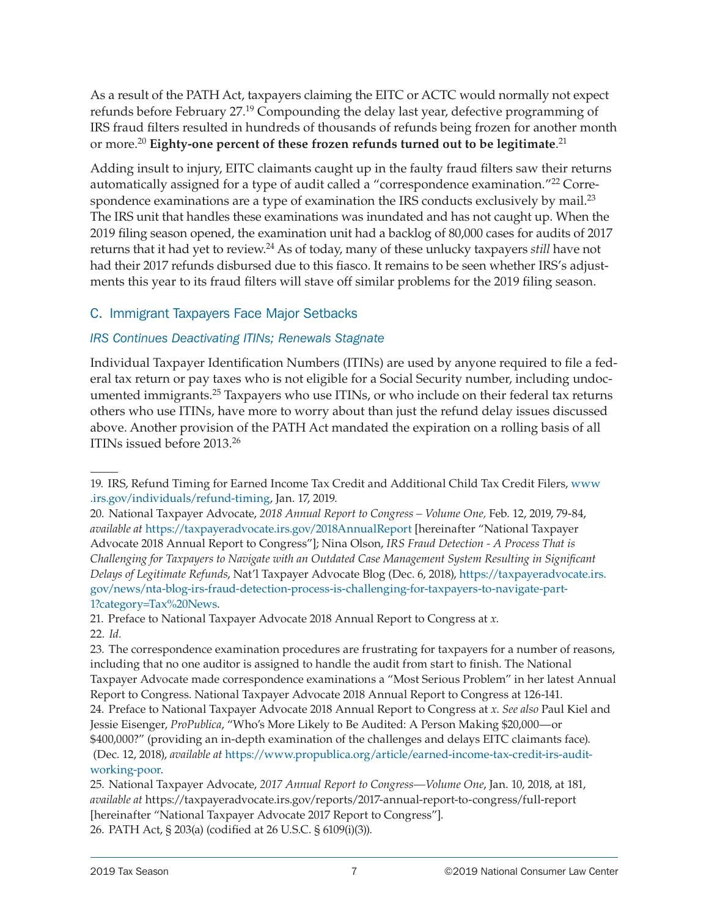As a result of the PATH Act, taxpayers claiming the EITC or ACTC would normally not expect refunds before February 27.[19] Compounding the delay last year, defective programming of IRS fraud filters resulted in hundreds of thousands of refunds being frozen for another month or more.[20] **Eighty-one percent of these frozen refunds turned out to be legitimate**.[21]

Adding insult to injury, EITC claimants caught up in the faulty fraud filters saw their returns automatically assigned for a type of audit called a "correspondence examination."[22] Correspondence examinations are a type of examination the IRS conducts exclusively by mail.[23] The IRS unit that handles these examinations was inundated and has not caught up. When the 2019 filing season opened, the examination unit had a backlog of 80,000 cases for audits of 2017 returns that it had yet to review.[24] As of today, many of these unlucky taxpayers *still* have not had their 2017 refunds disbursed due to this fiasco. It remains to be seen whether IRS's adjustments this year to its fraud filters will stave off similar problems for the 2019 filing season.

## C. Immigrant Taxpayers Face Major Setbacks

### *IRS Continues Deactivating ITINs; Renewals Stagnate*

Individual Taxpayer Identification Numbers (ITINs) are used by anyone required to file a federal tax return or pay taxes who is not eligible for a Social Security number, including undocumented immigrants.[25] Taxpayers who use ITINs, or who include on their federal tax returns others who use ITINs, have more to worry about than just the refund delay issues discussed above. Another provision of the PATH Act mandated the expiration on a rolling basis of all ITINs issued before 2013.[26]

---

19. IRS, Refund Timing for Earned Income Tax Credit and Additional Child Tax Credit Filers, www.irs.gov/individuals/refund-timing, Jan. 17, 2019.

20. National Taxpayer Advocate, *2018 Annual Report to Congress – Volume One,* Feb. 12, 2019, 79-84, *available at* https://taxpayeradvocate.irs.gov/2018AnnualReport [hereinafter "National Taxpayer Advocate 2018 Annual Report to Congress"]; Nina Olson, *IRS Fraud Detection - A Process That is Challenging for Taxpayers to Navigate with an Outdated Case Management System Resulting in Significant Delays of Legitimate Refunds*, Nat'l Taxpayer Advocate Blog (Dec. 6, 2018), https://taxpayeradvocate.irs.gov/news/nta-blog-irs-fraud-detection-process-is-challenging-for-taxpayers-to-navigate-part-1?category=Tax%20News.

21. Preface to National Taxpayer Advocate 2018 Annual Report to Congress at *x*.

22. *Id.*

23. The correspondence examination procedures are frustrating for taxpayers for a number of reasons, including that no one auditor is assigned to handle the audit from start to finish. The National Taxpayer Advocate made correspondence examinations a "Most Serious Problem" in her latest Annual Report to Congress. National Taxpayer Advocate 2018 Annual Report to Congress at 126-141.

24. Preface to National Taxpayer Advocate 2018 Annual Report to Congress at *x*. *See also* Paul Kiel and Jessie Eisenger, *ProPublica*, "Who's More Likely to Be Audited: A Person Making $20,000—or $400,000?" (providing an in-depth examination of the challenges and delays EITC claimants face). (Dec. 12, 2018), *available at* https://www.propublica.org/article/earned-income-tax-credit-irs-audit-working-poor.

25. National Taxpayer Advocate, *2017 Annual Report to Congress—Volume One*, Jan. 10, 2018, at 181, *available at* https://taxpayeradvocate.irs.gov/reports/2017-annual-report-to-congress/full-report [hereinafter "National Taxpayer Advocate 2017 Report to Congress"].

26. PATH Act, § 203(a) (codified at 26 U.S.C. § 6109(i)(3)).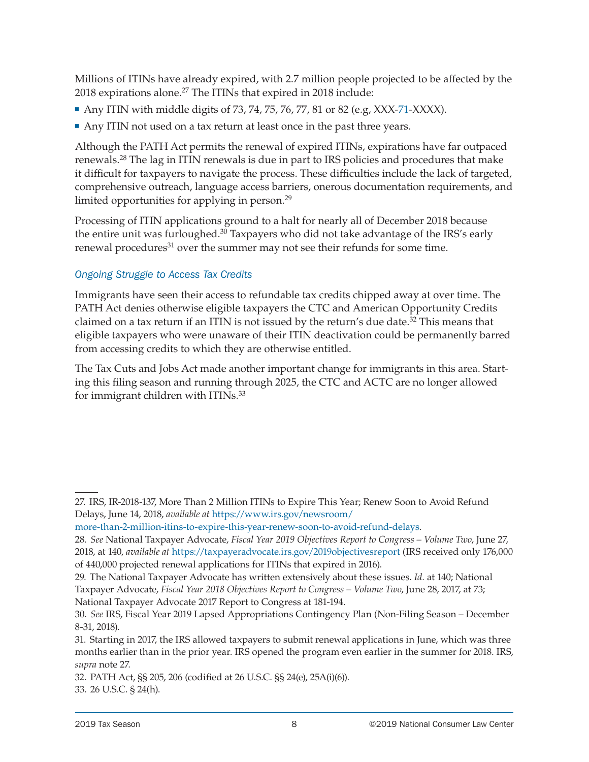Millions of ITINs have already expired, with 2.7 million people projected to be affected by the 2018 expirations alone.[27] The ITINs that expired in 2018 include:

- Any ITIN with middle digits of 73, 74, 75, 76, 77, 81 or 82 (e.g, XXX-71-XXXX).
- Any ITIN not used on a tax return at least once in the past three years.

Although the PATH Act permits the renewal of expired ITINs, expirations have far outpaced renewals.[28] The lag in ITIN renewals is due in part to IRS policies and procedures that make it difficult for taxpayers to navigate the process. These difficulties include the lack of targeted, comprehensive outreach, language access barriers, onerous documentation requirements, and limited opportunities for applying in person.[29]

Processing of ITIN applications ground to a halt for nearly all of December 2018 because the entire unit was furloughed.[30] Taxpayers who did not take advantage of the IRS's early renewal procedures[31] over the summer may not see their refunds for some time.

### *Ongoing Struggle to Access Tax Credits*

Immigrants have seen their access to refundable tax credits chipped away at over time. The PATH Act denies otherwise eligible taxpayers the CTC and American Opportunity Credits claimed on a tax return if an ITIN is not issued by the return's due date.[32] This means that eligible taxpayers who were unaware of their ITIN deactivation could be permanently barred from accessing credits to which they are otherwise entitled.

The Tax Cuts and Jobs Act made another important change for immigrants in this area. Starting this filing season and running through 2025, the CTC and ACTC are no longer allowed for immigrant children with ITINs.[33]

---

27. IRS, IR-2018-137, More Than 2 Million ITINs to Expire This Year; Renew Soon to Avoid Refund Delays, June 14, 2018, *available at* https://www.irs.gov/newsroom/more-than-2-million-itins-to-expire-this-year-renew-soon-to-avoid-refund-delays.

28. *See* National Taxpayer Advocate, *Fiscal Year 2019 Objectives Report to Congress – Volume Two*, June 27, 2018, at 140, *available at* https://taxpayeradvocate.irs.gov/2019objectivesreport (IRS received only 176,000 of 440,000 projected renewal applications for ITINs that expired in 2016).

29. The National Taxpayer Advocate has written extensively about these issues. *Id.* at 140; National Taxpayer Advocate, *Fiscal Year 2018 Objectives Report to Congress – Volume Two*, June 28, 2017, at 73; National Taxpayer Advocate 2017 Report to Congress at 181-194.

30. *See* IRS, Fiscal Year 2019 Lapsed Appropriations Contingency Plan (Non-Filing Season – December 8-31, 2018).

31. Starting in 2017, the IRS allowed taxpayers to submit renewal applications in June, which was three months earlier than in the prior year. IRS opened the program even earlier in the summer for 2018. IRS, *supra* note 27.

32. PATH Act, §§ 205, 206 (codified at 26 U.S.C. §§ 24(e), 25A(i)(6)).

33. 26 U.S.C. § 24(h).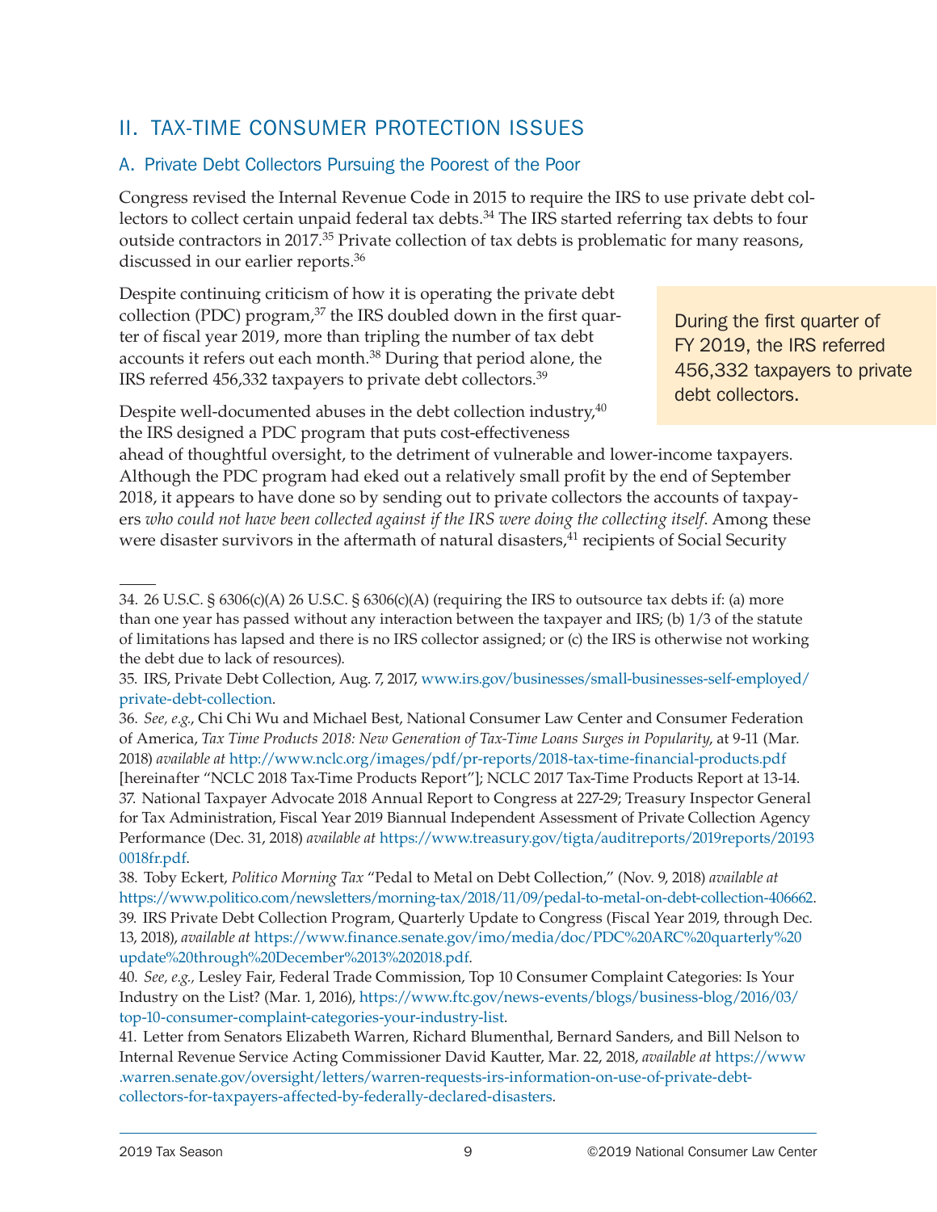## II. TAX-TIME CONSUMER PROTECTION ISSUES

### A. Private Debt Collectors Pursuing the Poorest of the Poor

Congress revised the Internal Revenue Code in 2015 to require the IRS to use private debt collectors to collect certain unpaid federal tax debts.[34] The IRS started referring tax debts to four outside contractors in 2017.[35] Private collection of tax debts is problematic for many reasons, discussed in our earlier reports.[36]

Despite continuing criticism of how it is operating the private debt collection (PDC) program,[37] the IRS doubled down in the first quarter of fiscal year 2019, more than tripling the number of tax debt accounts it refers out each month.[38] During that period alone, the IRS referred 456,332 taxpayers to private debt collectors.[39]

> During the first quarter of FY 2019, the IRS referred 456,332 taxpayers to private debt collectors.

Despite well-documented abuses in the debt collection industry,[40] the IRS designed a PDC program that puts cost-effectiveness ahead of thoughtful oversight, to the detriment of vulnerable and lower-income taxpayers. Although the PDC program had eked out a relatively small profit by the end of September 2018, it appears to have done so by sending out to private collectors the accounts of taxpayers *who could not have been collected against if the IRS were doing the collecting itself*. Among these were disaster survivors in the aftermath of natural disasters,[41] recipients of Social Security

---

34. 26 U.S.C. § 6306(c)(A) 26 U.S.C. § 6306(c)(A) (requiring the IRS to outsource tax debts if: (a) more than one year has passed without any interaction between the taxpayer and IRS; (b) 1/3 of the statute of limitations has lapsed and there is no IRS collector assigned; or (c) the IRS is otherwise not working the debt due to lack of resources).

35. IRS, Private Debt Collection, Aug. 7, 2017, www.irs.gov/businesses/small-businesses-self-employed/private-debt-collection.

36. *See, e.g.*, Chi Chi Wu and Michael Best, National Consumer Law Center and Consumer Federation of America, *Tax Time Products 2018: New Generation of Tax-Time Loans Surges in Popularity*, at 9-11 (Mar. 2018) *available at* http://www.nclc.org/images/pdf/pr-reports/2018-tax-time-financial-products.pdf [hereinafter "NCLC 2018 Tax-Time Products Report"]; NCLC 2017 Tax-Time Products Report at 13-14.

37. National Taxpayer Advocate 2018 Annual Report to Congress at 227-29; Treasury Inspector General for Tax Administration, Fiscal Year 2019 Biannual Independent Assessment of Private Collection Agency Performance (Dec. 31, 2018) *available at* https://www.treasury.gov/tigta/auditreports/2019reports/201930018fr.pdf.

38. Toby Eckert, *Politico Morning Tax* "Pedal to Metal on Debt Collection," (Nov. 9, 2018) *available at* https://www.politico.com/newsletters/morning-tax/2018/11/09/pedal-to-metal-on-debt-collection-406662.

39. IRS Private Debt Collection Program, Quarterly Update to Congress (Fiscal Year 2019, through Dec. 13, 2018), *available at* https://www.finance.senate.gov/imo/media/doc/PDC%20ARC%20quarterly%20update%20through%20December%2013%202018.pdf.

40. *See, e.g.,* Lesley Fair, Federal Trade Commission, Top 10 Consumer Complaint Categories: Is Your Industry on the List? (Mar. 1, 2016), https://www.ftc.gov/news-events/blogs/business-blog/2016/03/top-10-consumer-complaint-categories-your-industry-list.

41. Letter from Senators Elizabeth Warren, Richard Blumenthal, Bernard Sanders, and Bill Nelson to Internal Revenue Service Acting Commissioner David Kautter, Mar. 22, 2018, *available at* https://www.warren.senate.gov/oversight/letters/warren-requests-irs-information-on-use-of-private-debt-collectors-for-taxpayers-affected-by-federally-declared-disasters.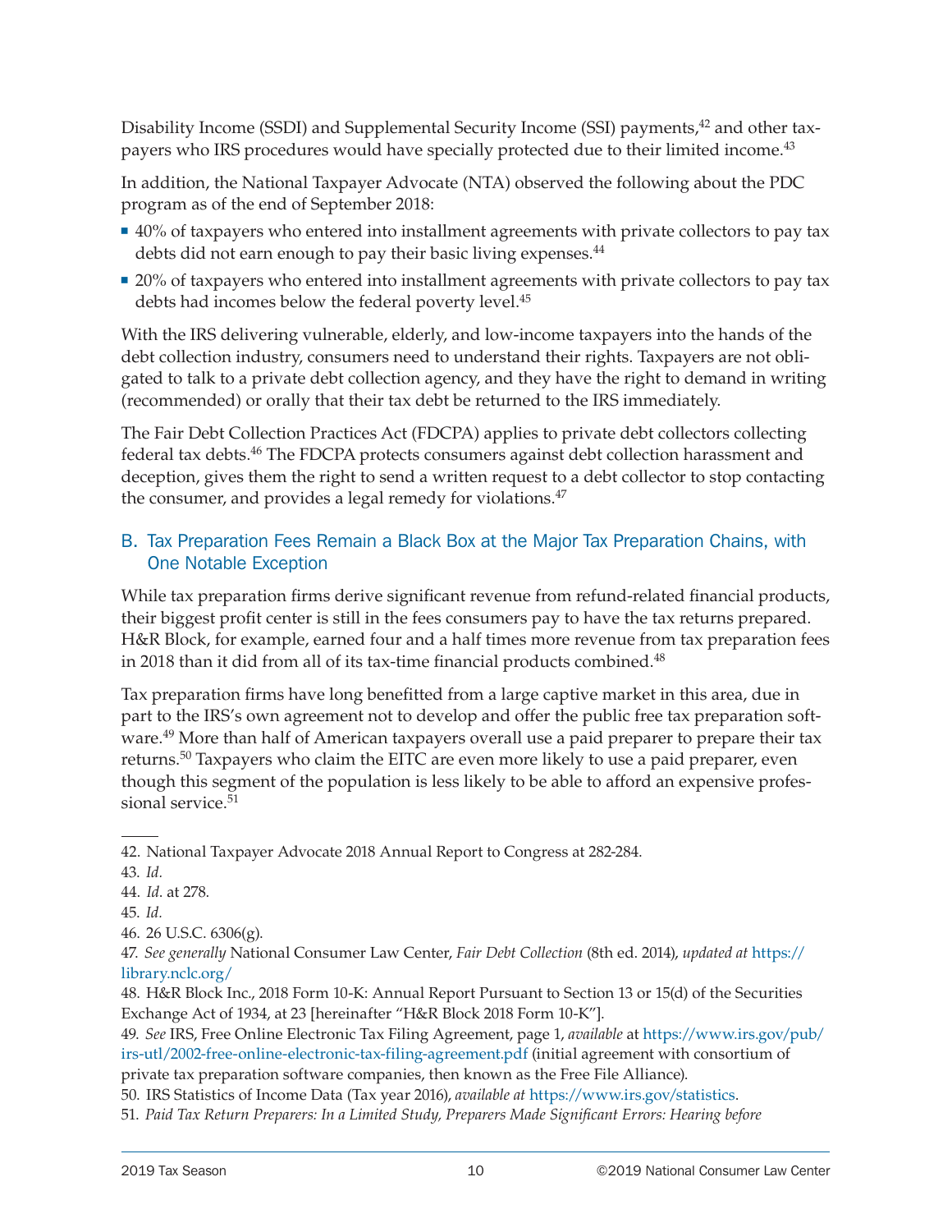Disability Income (SSDI) and Supplemental Security Income (SSI) payments,[42] and other taxpayers who IRS procedures would have specially protected due to their limited income.[43]

In addition, the National Taxpayer Advocate (NTA) observed the following about the PDC program as of the end of September 2018:

- 40% of taxpayers who entered into installment agreements with private collectors to pay tax debts did not earn enough to pay their basic living expenses.[44]
- 20% of taxpayers who entered into installment agreements with private collectors to pay tax debts had incomes below the federal poverty level.[45]

With the IRS delivering vulnerable, elderly, and low-income taxpayers into the hands of the debt collection industry, consumers need to understand their rights. Taxpayers are not obligated to talk to a private debt collection agency, and they have the right to demand in writing (recommended) or orally that their tax debt be returned to the IRS immediately.

The Fair Debt Collection Practices Act (FDCPA) applies to private debt collectors collecting federal tax debts.[46] The FDCPA protects consumers against debt collection harassment and deception, gives them the right to send a written request to a debt collector to stop contacting the consumer, and provides a legal remedy for violations.[47]

## B. Tax Preparation Fees Remain a Black Box at the Major Tax Preparation Chains, with One Notable Exception

While tax preparation firms derive significant revenue from refund-related financial products, their biggest profit center is still in the fees consumers pay to have the tax returns prepared. H&R Block, for example, earned four and a half times more revenue from tax preparation fees in 2018 than it did from all of its tax-time financial products combined.[48]

Tax preparation firms have long benefitted from a large captive market in this area, due in part to the IRS's own agreement not to develop and offer the public free tax preparation software.[49] More than half of American taxpayers overall use a paid preparer to prepare their tax returns.[50] Taxpayers who claim the EITC are even more likely to use a paid preparer, even though this segment of the population is less likely to be able to afford an expensive professional service.[51]

---

42. National Taxpayer Advocate 2018 Annual Report to Congress at 282-284.

43. *Id.*

44. *Id.* at 278.

45. *Id.*

46. 26 U.S.C. 6306(g).

47. *See generally* National Consumer Law Center, *Fair Debt Collection* (8th ed. 2014), *updated at* https://library.nclc.org/

48. H&R Block Inc., 2018 Form 10-K: Annual Report Pursuant to Section 13 or 15(d) of the Securities Exchange Act of 1934, at 23 [hereinafter "H&R Block 2018 Form 10-K"].

49. *See* IRS, Free Online Electronic Tax Filing Agreement, page 1, *available* at https://www.irs.gov/pub/irs-utl/2002-free-online-electronic-tax-filing-agreement.pdf (initial agreement with consortium of private tax preparation software companies, then known as the Free File Alliance).

50. IRS Statistics of Income Data (Tax year 2016), *available at* https://www.irs.gov/statistics.

51. *Paid Tax Return Preparers: In a Limited Study, Preparers Made Significant Errors: Hearing before*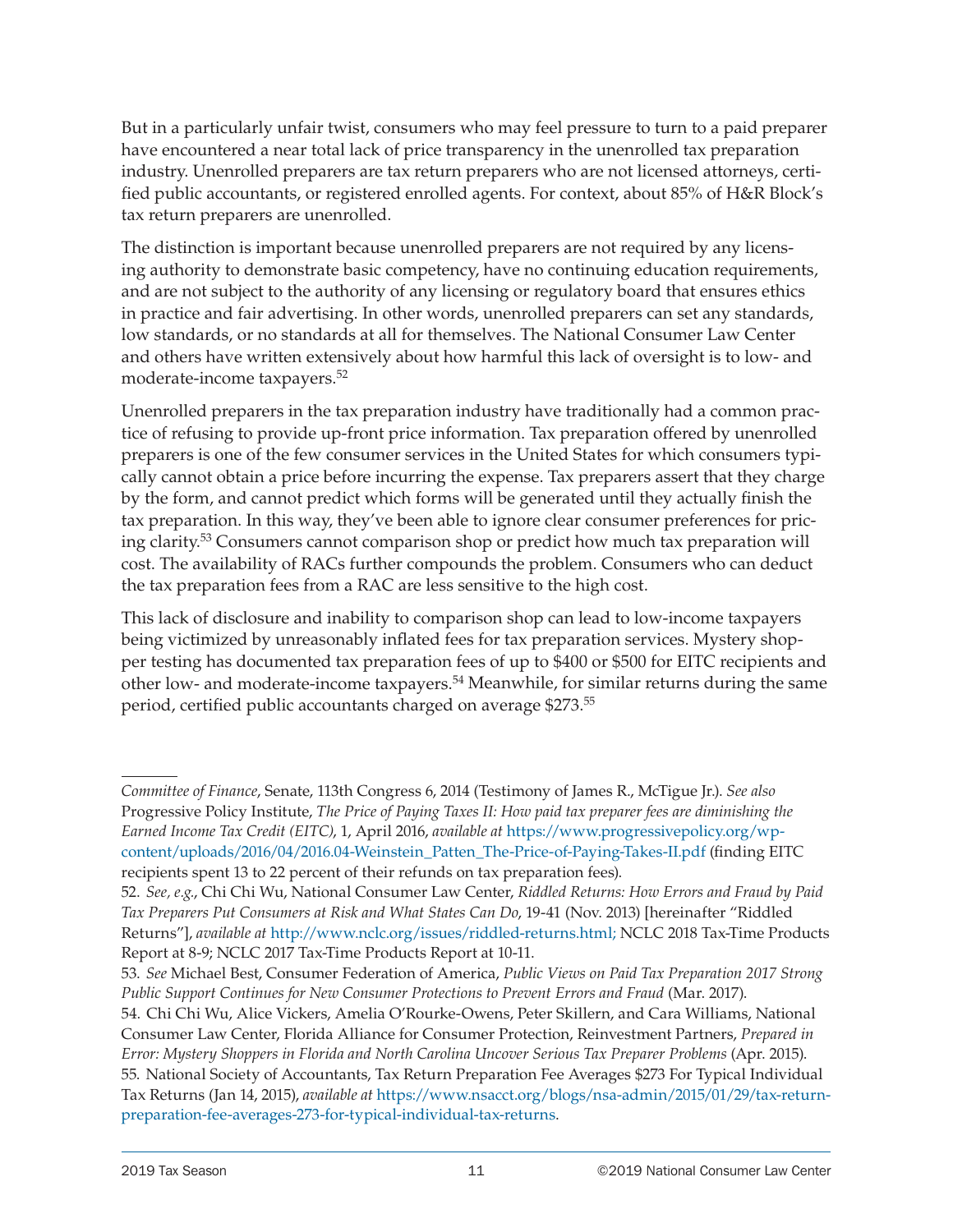But in a particularly unfair twist, consumers who may feel pressure to turn to a paid preparer have encountered a near total lack of price transparency in the unenrolled tax preparation industry. Unenrolled preparers are tax return preparers who are not licensed attorneys, certified public accountants, or registered enrolled agents. For context, about 85% of H&R Block's tax return preparers are unenrolled.

The distinction is important because unenrolled preparers are not required by any licensing authority to demonstrate basic competency, have no continuing education requirements, and are not subject to the authority of any licensing or regulatory board that ensures ethics in practice and fair advertising. In other words, unenrolled preparers can set any standards, low standards, or no standards at all for themselves. The National Consumer Law Center and others have written extensively about how harmful this lack of oversight is to low- and moderate-income taxpayers.[52]

Unenrolled preparers in the tax preparation industry have traditionally had a common practice of refusing to provide up-front price information. Tax preparation offered by unenrolled preparers is one of the few consumer services in the United States for which consumers typically cannot obtain a price before incurring the expense. Tax preparers assert that they charge by the form, and cannot predict which forms will be generated until they actually finish the tax preparation. In this way, they've been able to ignore clear consumer preferences for pricing clarity.[53] Consumers cannot comparison shop or predict how much tax preparation will cost. The availability of RACs further compounds the problem. Consumers who can deduct the tax preparation fees from a RAC are less sensitive to the high cost.

This lack of disclosure and inability to comparison shop can lead to low-income taxpayers being victimized by unreasonably inflated fees for tax preparation services. Mystery shopper testing has documented tax preparation fees of up to $400 or $500 for EITC recipients and other low- and moderate-income taxpayers.[54] Meanwhile, for similar returns during the same period, certified public accountants charged on average $273.[55]

---

*Committee of Finance*, Senate, 113th Congress 6, 2014 (Testimony of James R., McTigue Jr.). *See also* Progressive Policy Institute, *The Price of Paying Taxes II: How paid tax preparer fees are diminishing the Earned Income Tax Credit (EITC)*, 1, April 2016, *available at* https://www.progressivepolicy.org/wp-content/uploads/2016/04/2016.04-Weinstein_Patten_The-Price-of-Paying-Takes-II.pdf (finding EITC recipients spent 13 to 22 percent of their refunds on tax preparation fees).

52. *See, e.g.*, Chi Chi Wu, National Consumer Law Center, *Riddled Returns: How Errors and Fraud by Paid Tax Preparers Put Consumers at Risk and What States Can Do*, 19-41 (Nov. 2013) [hereinafter "Riddled Returns"], *available at* http://www.nclc.org/issues/riddled-returns.html; NCLC 2018 Tax-Time Products Report at 8-9; NCLC 2017 Tax-Time Products Report at 10-11.

53. *See* Michael Best, Consumer Federation of America, *Public Views on Paid Tax Preparation 2017 Strong Public Support Continues for New Consumer Protections to Prevent Errors and Fraud* (Mar. 2017).

54. Chi Chi Wu, Alice Vickers, Amelia O'Rourke-Owens, Peter Skillern, and Cara Williams, National Consumer Law Center, Florida Alliance for Consumer Protection, Reinvestment Partners, *Prepared in Error: Mystery Shoppers in Florida and North Carolina Uncover Serious Tax Preparer Problems* (Apr. 2015).

55. National Society of Accountants, Tax Return Preparation Fee Averages $273 For Typical Individual Tax Returns (Jan 14, 2015), *available at* https://www.nsacct.org/blogs/nsa-admin/2015/01/29/tax-return-preparation-fee-averages-273-for-typical-individual-tax-returns.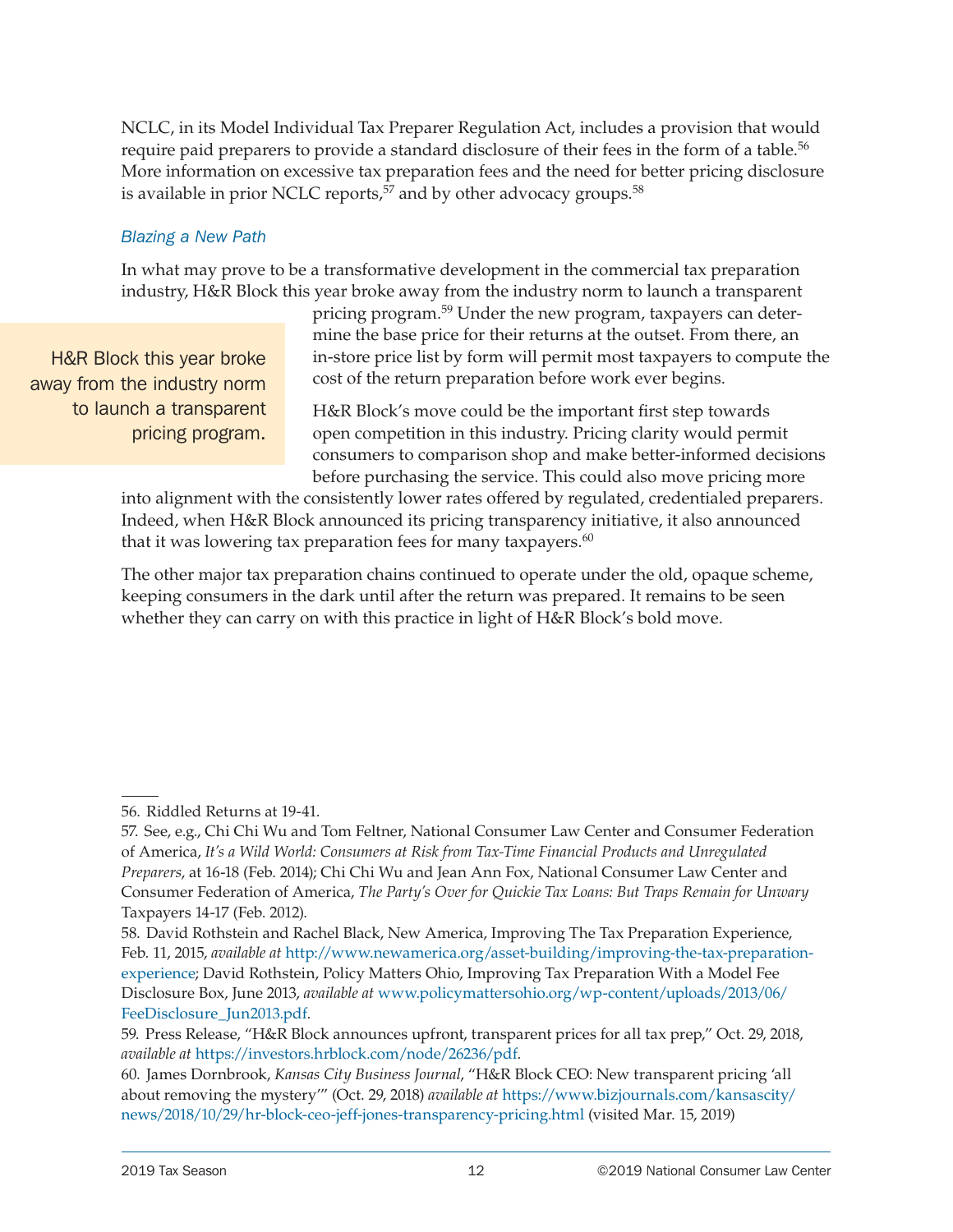NCLC, in its Model Individual Tax Preparer Regulation Act, includes a provision that would require paid preparers to provide a standard disclosure of their fees in the form of a table.[56] More information on excessive tax preparation fees and the need for better pricing disclosure is available in prior NCLC reports,[57] and by other advocacy groups.[58]

### *Blazing a New Path*

In what may prove to be a transformative development in the commercial tax preparation industry, H&R Block this year broke away from the industry norm to launch a transparent pricing program.[59] Under the new program, taxpayers can determine the base price for their returns at the outset. From there, an in-store price list by form will permit most taxpayers to compute the cost of the return preparation before work ever begins.

> H&R Block this year broke away from the industry norm to launch a transparent pricing program.

H&R Block's move could be the important first step towards open competition in this industry. Pricing clarity would permit consumers to comparison shop and make better-informed decisions before purchasing the service. This could also move pricing more into alignment with the consistently lower rates offered by regulated, credentialed preparers. Indeed, when H&R Block announced its pricing transparency initiative, it also announced that it was lowering tax preparation fees for many taxpayers.[60]

The other major tax preparation chains continued to operate under the old, opaque scheme, keeping consumers in the dark until after the return was prepared. It remains to be seen whether they can carry on with this practice in light of H&R Block's bold move.

---

56. Riddled Returns at 19-41.

57. See, e.g., Chi Chi Wu and Tom Feltner, National Consumer Law Center and Consumer Federation of America, *It's a Wild World: Consumers at Risk from Tax-Time Financial Products and Unregulated Preparers*, at 16-18 (Feb. 2014); Chi Chi Wu and Jean Ann Fox, National Consumer Law Center and Consumer Federation of America, *The Party's Over for Quickie Tax Loans: But Traps Remain for Unwary* Taxpayers 14-17 (Feb. 2012).

58. David Rothstein and Rachel Black, New America, Improving The Tax Preparation Experience, Feb. 11, 2015, *available at* http://www.newamerica.org/asset-building/improving-the-tax-preparation-experience; David Rothstein, Policy Matters Ohio, Improving Tax Preparation With a Model Fee Disclosure Box, June 2013, *available at* www.policymattersohio.org/wp-content/uploads/2013/06/FeeDisclosure_Jun2013.pdf.

59. Press Release, "H&R Block announces upfront, transparent prices for all tax prep," Oct. 29, 2018, *available at* https://investors.hrblock.com/node/26236/pdf.

60. James Dornbrook, *Kansas City Business Journal*, "H&R Block CEO: New transparent pricing 'all about removing the mystery'" (Oct. 29, 2018) *available at* https://www.bizjournals.com/kansascity/news/2018/10/29/hr-block-ceo-jeff-jones-transparency-pricing.html (visited Mar. 15, 2019)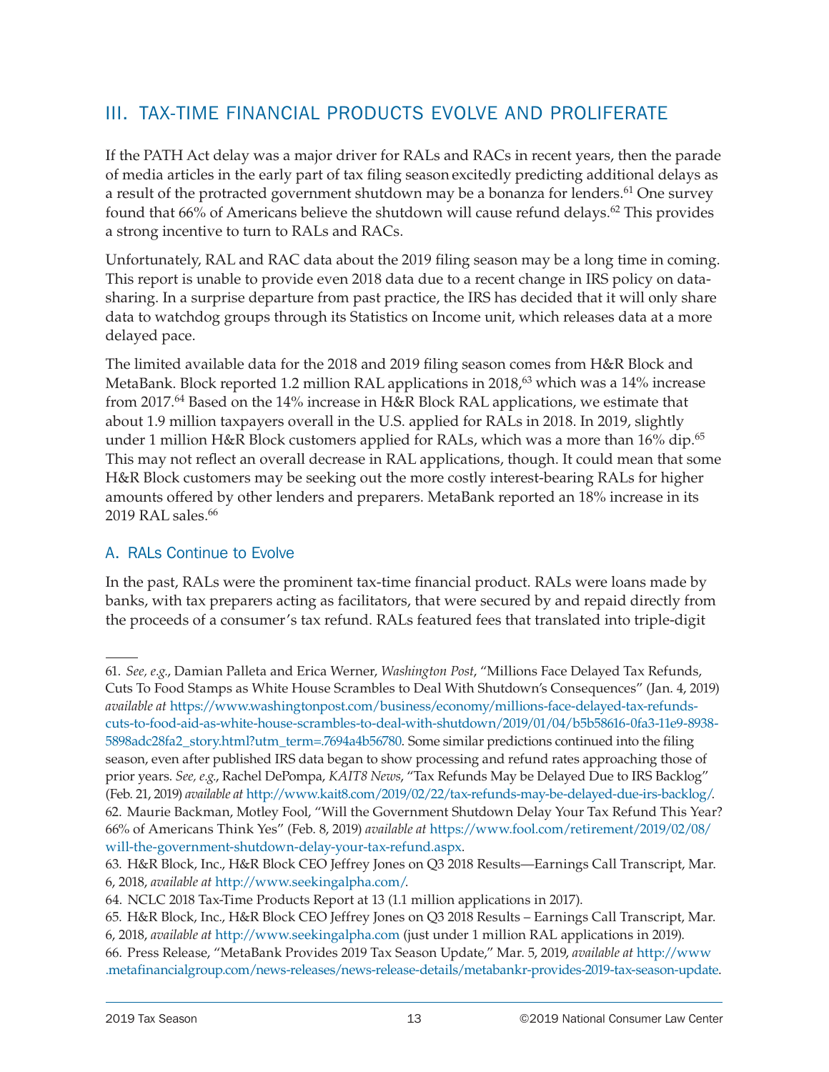## III. TAX-TIME FINANCIAL PRODUCTS EVOLVE AND PROLIFERATE

If the PATH Act delay was a major driver for RALs and RACs in recent years, then the parade of media articles in the early part of tax filing season excitedly predicting additional delays as a result of the protracted government shutdown may be a bonanza for lenders.[61] One survey found that 66% of Americans believe the shutdown will cause refund delays.[62] This provides a strong incentive to turn to RALs and RACs.

Unfortunately, RAL and RAC data about the 2019 filing season may be a long time in coming. This report is unable to provide even 2018 data due to a recent change in IRS policy on data-sharing. In a surprise departure from past practice, the IRS has decided that it will only share data to watchdog groups through its Statistics on Income unit, which releases data at a more delayed pace.

The limited available data for the 2018 and 2019 filing season comes from H&R Block and MetaBank. Block reported 1.2 million RAL applications in 2018,[63] which was a 14% increase from 2017.[64] Based on the 14% increase in H&R Block RAL applications, we estimate that about 1.9 million taxpayers overall in the U.S. applied for RALs in 2018. In 2019, slightly under 1 million H&R Block customers applied for RALs, which was a more than 16% dip.[65] This may not reflect an overall decrease in RAL applications, though. It could mean that some H&R Block customers may be seeking out the more costly interest-bearing RALs for higher amounts offered by other lenders and preparers. MetaBank reported an 18% increase in its 2019 RAL sales.[66]

### A. RALs Continue to Evolve

In the past, RALs were the prominent tax-time financial product. RALs were loans made by banks, with tax preparers acting as facilitators, that were secured by and repaid directly from the proceeds of a consumer's tax refund. RALs featured fees that translated into triple-digit

---

61. *See, e.g.*, Damian Palleta and Erica Werner, *Washington Post*, "Millions Face Delayed Tax Refunds, Cuts To Food Stamps as White House Scrambles to Deal With Shutdown's Consequences" (Jan. 4, 2019) *available at* https://www.washingtonpost.com/business/economy/millions-face-delayed-tax-refunds-cuts-to-food-aid-as-white-house-scrambles-to-deal-with-shutdown/2019/01/04/b5b58616-0fa3-11e9-8938-5898adc28fa2_story.html?utm_term=.7694a4b56780. Some similar predictions continued into the filing season, even after published IRS data began to show processing and refund rates approaching those of prior years. *See, e.g.*, Rachel DePompa, *KAIT8 News*, "Tax Refunds May be Delayed Due to IRS Backlog" (Feb. 21, 2019) *available at* http://www.kait8.com/2019/02/22/tax-refunds-may-be-delayed-due-irs-backlog/.

62. Maurie Backman, Motley Fool, "Will the Government Shutdown Delay Your Tax Refund This Year? 66% of Americans Think Yes" (Feb. 8, 2019) *available at* https://www.fool.com/retirement/2019/02/08/will-the-government-shutdown-delay-your-tax-refund.aspx.

63. H&R Block, Inc., H&R Block CEO Jeffrey Jones on Q3 2018 Results—Earnings Call Transcript, Mar. 6, 2018, *available at* http://www.seekingalpha.com/.

64. NCLC 2018 Tax-Time Products Report at 13 (1.1 million applications in 2017).

65. H&R Block, Inc., H&R Block CEO Jeffrey Jones on Q3 2018 Results – Earnings Call Transcript, Mar. 6, 2018, *available at* http://www.seekingalpha.com (just under 1 million RAL applications in 2019).

66. Press Release, "MetaBank Provides 2019 Tax Season Update," Mar. 5, 2019, *available at* http://www.metafinancialgroup.com/news-releases/news-release-details/metabankr-provides-2019-tax-season-update.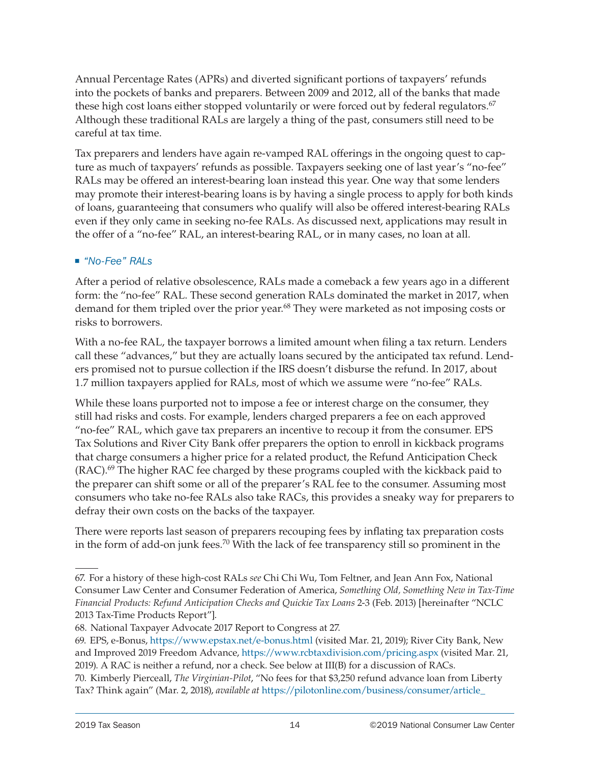Annual Percentage Rates (APRs) and diverted significant portions of taxpayers' refunds into the pockets of banks and preparers. Between 2009 and 2012, all of the banks that made these high cost loans either stopped voluntarily or were forced out by federal regulators.[67] Although these traditional RALs are largely a thing of the past, consumers still need to be careful at tax time.

Tax preparers and lenders have again re-vamped RAL offerings in the ongoing quest to capture as much of taxpayers' refunds as possible. Taxpayers seeking one of last year's "no-fee" RALs may be offered an interest-bearing loan instead this year. One way that some lenders may promote their interest-bearing loans is by having a single process to apply for both kinds of loans, guaranteeing that consumers who qualify will also be offered interest-bearing RALs even if they only came in seeking no-fee RALs. As discussed next, applications may result in the offer of a "no-fee" RAL, an interest-bearing RAL, or in many cases, no loan at all.

#### ■ *"No-Fee" RALs*

After a period of relative obsolescence, RALs made a comeback a few years ago in a different form: the "no-fee" RAL. These second generation RALs dominated the market in 2017, when demand for them tripled over the prior year.[68] They were marketed as not imposing costs or risks to borrowers.

With a no-fee RAL, the taxpayer borrows a limited amount when filing a tax return. Lenders call these "advances," but they are actually loans secured by the anticipated tax refund. Lenders promised not to pursue collection if the IRS doesn't disburse the refund. In 2017, about 1.7 million taxpayers applied for RALs, most of which we assume were "no-fee" RALs.

While these loans purported not to impose a fee or interest charge on the consumer, they still had risks and costs. For example, lenders charged preparers a fee on each approved "no-fee" RAL, which gave tax preparers an incentive to recoup it from the consumer. EPS Tax Solutions and River City Bank offer preparers the option to enroll in kickback programs that charge consumers a higher price for a related product, the Refund Anticipation Check (RAC).[69] The higher RAC fee charged by these programs coupled with the kickback paid to the preparer can shift some or all of the preparer's RAL fee to the consumer. Assuming most consumers who take no-fee RALs also take RACs, this provides a sneaky way for preparers to defray their own costs on the backs of the taxpayer.

There were reports last season of preparers recouping fees by inflating tax preparation costs in the form of add-on junk fees.[70] With the lack of fee transparency still so prominent in the

---

67. For a history of these high-cost RALs *see* Chi Chi Wu, Tom Feltner, and Jean Ann Fox, National Consumer Law Center and Consumer Federation of America, *Something Old, Something New in Tax-Time Financial Products: Refund Anticipation Checks and Quickie Tax Loans* 2-3 (Feb. 2013) [hereinafter "NCLC 2013 Tax-Time Products Report"].

68. National Taxpayer Advocate 2017 Report to Congress at 27.

69. EPS, e-Bonus, https://www.epstax.net/e-bonus.html (visited Mar. 21, 2019); River City Bank, New and Improved 2019 Freedom Advance, https://www.rcbtaxdivision.com/pricing.aspx (visited Mar. 21, 2019). A RAC is neither a refund, nor a check. See below at III(B) for a discussion of RACs.

70. Kimberly Pierceall, *The Virginian-Pilot*, "No fees for that $3,250 refund advance loan from Liberty Tax? Think again" (Mar. 2, 2018), *available at* https://pilotonline.com/business/consumer/article_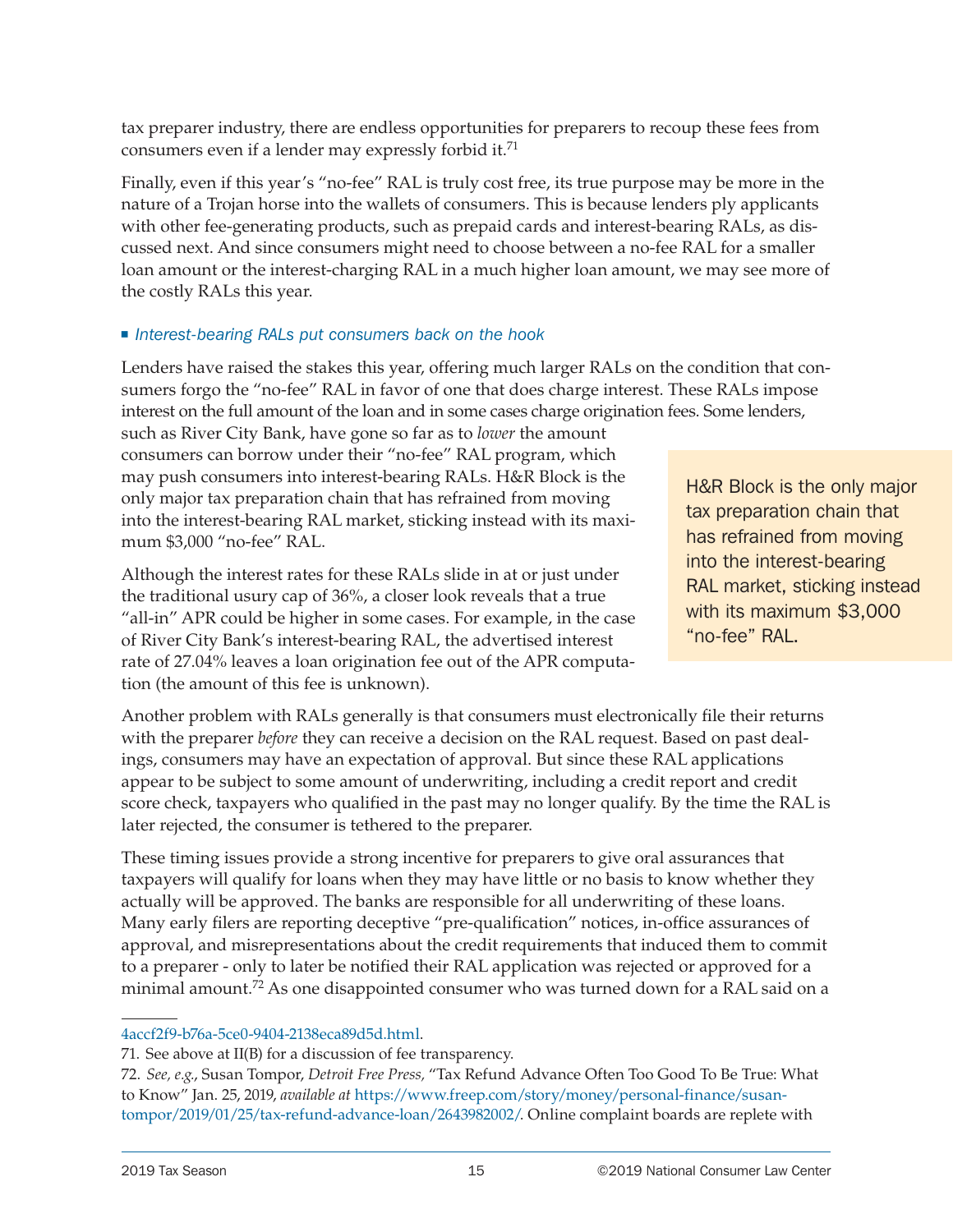tax preparer industry, there are endless opportunities for preparers to recoup these fees from consumers even if a lender may expressly forbid it.[71]

Finally, even if this year's "no-fee" RAL is truly cost free, its true purpose may be more in the nature of a Trojan horse into the wallets of consumers. This is because lenders ply applicants with other fee-generating products, such as prepaid cards and interest-bearing RALs, as discussed next. And since consumers might need to choose between a no-fee RAL for a smaller loan amount or the interest-charging RAL in a much higher loan amount, we may see more of the costly RALs this year.

### *Interest-bearing RALs put consumers back on the hook*

Lenders have raised the stakes this year, offering much larger RALs on the condition that consumers forgo the "no-fee" RAL in favor of one that does charge interest. These RALs impose interest on the full amount of the loan and in some cases charge origination fees. Some lenders, such as River City Bank, have gone so far as to *lower* the amount consumers can borrow under their "no-fee" RAL program, which may push consumers into interest-bearing RALs. H&R Block is the only major tax preparation chain that has refrained from moving into the interest-bearing RAL market, sticking instead with its maximum $3,000 "no-fee" RAL.

> H&R Block is the only major tax preparation chain that has refrained from moving into the interest-bearing RAL market, sticking instead with its maximum $3,000 "no-fee" RAL.

Although the interest rates for these RALs slide in at or just under the traditional usury cap of 36%, a closer look reveals that a true "all-in" APR could be higher in some cases. For example, in the case of River City Bank's interest-bearing RAL, the advertised interest rate of 27.04% leaves a loan origination fee out of the APR computation (the amount of this fee is unknown).

Another problem with RALs generally is that consumers must electronically file their returns with the preparer *before* they can receive a decision on the RAL request. Based on past dealings, consumers may have an expectation of approval. But since these RAL applications appear to be subject to some amount of underwriting, including a credit report and credit score check, taxpayers who qualified in the past may no longer qualify. By the time the RAL is later rejected, the consumer is tethered to the preparer.

These timing issues provide a strong incentive for preparers to give oral assurances that taxpayers will qualify for loans when they may have little or no basis to know whether they actually will be approved. The banks are responsible for all underwriting of these loans. Many early filers are reporting deceptive "pre-qualification" notices, in-office assurances of approval, and misrepresentations about the credit requirements that induced them to commit to a preparer - only to later be notified their RAL application was rejected or approved for a minimal amount.[72] As one disappointed consumer who was turned down for a RAL said on a

---

4accf2f9-b76a-5ce0-9404-2138eca89d5d.html.

71. See above at II(B) for a discussion of fee transparency.

72. *See, e.g.*, Susan Tompor, *Detroit Free Press*, "Tax Refund Advance Often Too Good To Be True: What to Know" Jan. 25, 2019, *available at* https://www.freep.com/story/money/personal-finance/susan-tompor/2019/01/25/tax-refund-advance-loan/2643982002/. Online complaint boards are replete with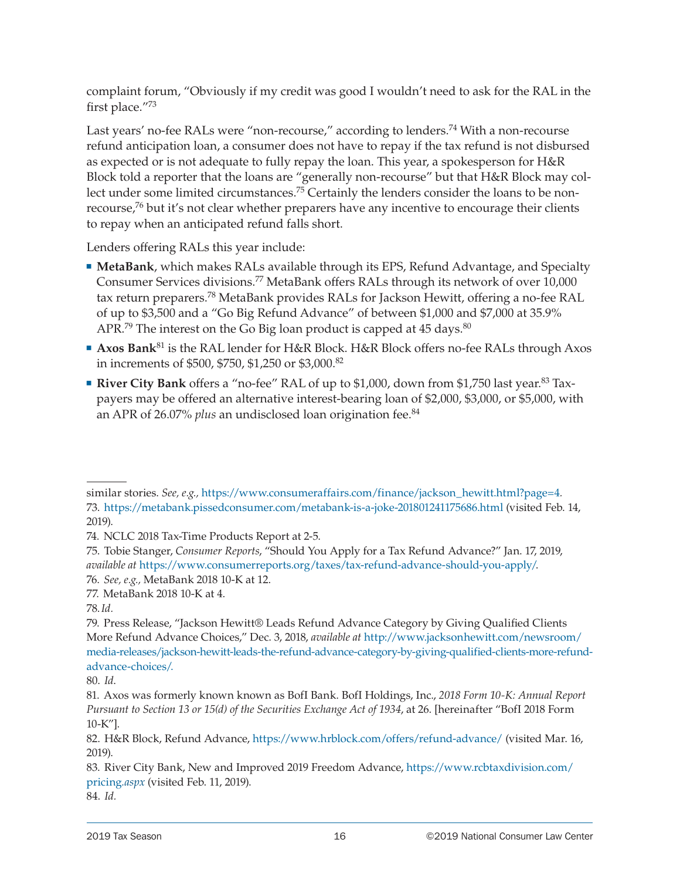complaint forum, "Obviously if my credit was good I wouldn't need to ask for the RAL in the first place."[73]

Last years' no-fee RALs were "non-recourse," according to lenders.[74] With a non-recourse refund anticipation loan, a consumer does not have to repay if the tax refund is not disbursed as expected or is not adequate to fully repay the loan. This year, a spokesperson for H&R Block told a reporter that the loans are "generally non-recourse" but that H&R Block may collect under some limited circumstances.[75] Certainly the lenders consider the loans to be non-recourse,[76] but it's not clear whether preparers have any incentive to encourage their clients to repay when an anticipated refund falls short.

Lenders offering RALs this year include:

- **MetaBank**, which makes RALs available through its EPS, Refund Advantage, and Specialty Consumer Services divisions.[77] MetaBank offers RALs through its network of over 10,000 tax return preparers.[78] MetaBank provides RALs for Jackson Hewitt, offering a no-fee RAL of up to $3,500 and a "Go Big Refund Advance" of between $1,000 and $7,000 at 35.9% APR.[79] The interest on the Go Big loan product is capped at 45 days.[80]
- **Axos Bank**[81] is the RAL lender for H&R Block. H&R Block offers no-fee RALs through Axos in increments of $500, $750, $1,250 or $3,000.[82]
- **River City Bank** offers a "no-fee" RAL of up to $1,000, down from $1,750 last year.[83] Taxpayers may be offered an alternative interest-bearing loan of $2,000, $3,000, or $5,000, with an APR of 26.07% *plus* an undisclosed loan origination fee.[84]

---

similar stories. *See, e.g.,* https://www.consumeraffairs.com/finance/jackson_hewitt.html?page=4.

73. https://metabank.pissedconsumer.com/metabank-is-a-joke-201801241175686.html (visited Feb. 14, 2019).

74. NCLC 2018 Tax-Time Products Report at 2-5.

75. Tobie Stanger, *Consumer Reports*, "Should You Apply for a Tax Refund Advance?" Jan. 17, 2019, *available at* https://www.consumerreports.org/taxes/tax-refund-advance-should-you-apply/.

76. *See, e.g.,* MetaBank 2018 10-K at 12.

77. MetaBank 2018 10-K at 4.

78. *Id.*

79. Press Release, "Jackson Hewitt® Leads Refund Advance Category by Giving Qualified Clients More Refund Advance Choices," Dec. 3, 2018, *available at* http://www.jacksonhewitt.com/newsroom/media-releases/jackson-hewitt-leads-the-refund-advance-category-by-giving-qualified-clients-more-refund-advance-choices/.

80. *Id.*

81. Axos was formerly known known as BofI Bank. BofI Holdings, Inc., *2018 Form 10-K: Annual Report Pursuant to Section 13 or 15(d) of the Securities Exchange Act of 1934*, at 26. [hereinafter "BofI 2018 Form 10-K"].

82. H&R Block, Refund Advance, https://www.hrblock.com/offers/refund-advance/ (visited Mar. 16, 2019).

83. River City Bank, New and Improved 2019 Freedom Advance, https://www.rcbtaxdivision.com/pricing.aspx (visited Feb. 11, 2019).

84. *Id.*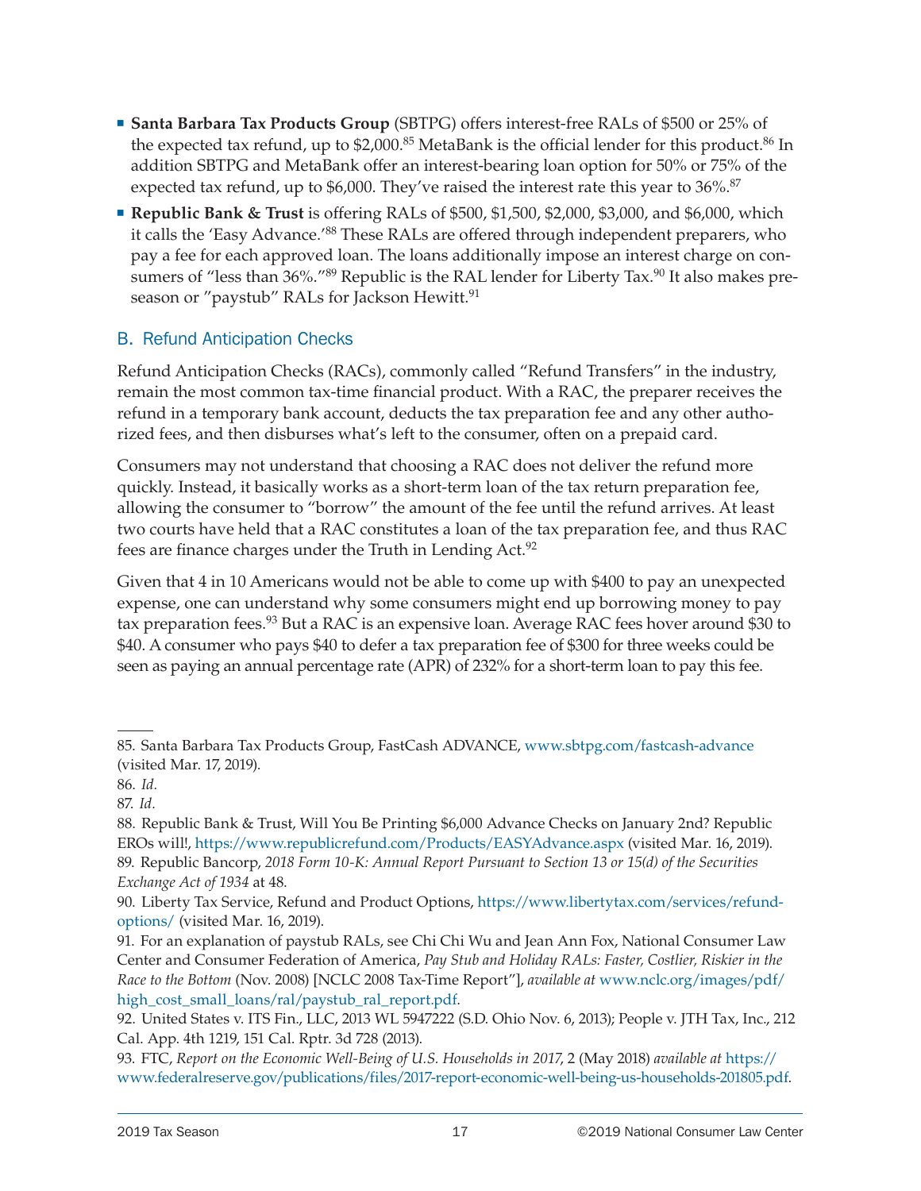- **Santa Barbara Tax Products Group** (SBTPG) offers interest-free RALs of $500 or 25% of the expected tax refund, up to $2,000.[85] MetaBank is the official lender for this product.[86] In addition SBTPG and MetaBank offer an interest-bearing loan option for 50% or 75% of the expected tax refund, up to $6,000. They've raised the interest rate this year to 36%.[87]
- **Republic Bank & Trust** is offering RALs of $500, $1,500, $2,000, $3,000, and $6,000, which it calls the 'Easy Advance.'[88] These RALs are offered through independent preparers, who pay a fee for each approved loan. The loans additionally impose an interest charge on consumers of "less than 36%."[89] Republic is the RAL lender for Liberty Tax.[90] It also makes pre-season or "paystub" RALs for Jackson Hewitt.[91]

## B. Refund Anticipation Checks

Refund Anticipation Checks (RACs), commonly called "Refund Transfers" in the industry, remain the most common tax-time financial product. With a RAC, the preparer receives the refund in a temporary bank account, deducts the tax preparation fee and any other authorized fees, and then disburses what's left to the consumer, often on a prepaid card.

Consumers may not understand that choosing a RAC does not deliver the refund more quickly. Instead, it basically works as a short-term loan of the tax return preparation fee, allowing the consumer to "borrow" the amount of the fee until the refund arrives. At least two courts have held that a RAC constitutes a loan of the tax preparation fee, and thus RAC fees are finance charges under the Truth in Lending Act.[92]

Given that 4 in 10 Americans would not be able to come up with $400 to pay an unexpected expense, one can understand why some consumers might end up borrowing money to pay tax preparation fees.[93] But a RAC is an expensive loan. Average RAC fees hover around $30 to $40. A consumer who pays $40 to defer a tax preparation fee of $300 for three weeks could be seen as paying an annual percentage rate (APR) of 232% for a short-term loan to pay this fee.

---

85. Santa Barbara Tax Products Group, FastCash ADVANCE, www.sbtpg.com/fastcash-advance (visited Mar. 17, 2019).

86. *Id.*

87. *Id.*

88. Republic Bank & Trust, Will You Be Printing $6,000 Advance Checks on January 2nd? Republic EROs will!, https://www.republicrefund.com/Products/EASYAdvance.aspx (visited Mar. 16, 2019).

89. Republic Bancorp, *2018 Form 10-K: Annual Report Pursuant to Section 13 or 15(d) of the Securities Exchange Act of 1934* at 48.

90. Liberty Tax Service, Refund and Product Options, https://www.libertytax.com/services/refund-options/ (visited Mar. 16, 2019).

91. For an explanation of paystub RALs, see Chi Chi Wu and Jean Ann Fox, National Consumer Law Center and Consumer Federation of America, *Pay Stub and Holiday RALs: Faster, Costlier, Riskier in the Race to the Bottom* (Nov. 2008) [NCLC 2008 Tax-Time Report"], *available at* www.nclc.org/images/pdf/high_cost_small_loans/ral/paystub_ral_report.pdf.

92. United States v. ITS Fin., LLC, 2013 WL 5947222 (S.D. Ohio Nov. 6, 2013); People v. JTH Tax, Inc., 212 Cal. App. 4th 1219, 151 Cal. Rptr. 3d 728 (2013).

93. FTC, *Report on the Economic Well-Being of U.S. Households in 2017*, 2 (May 2018) *available at* https://www.federalreserve.gov/publications/files/2017-report-economic-well-being-us-households-201805.pdf.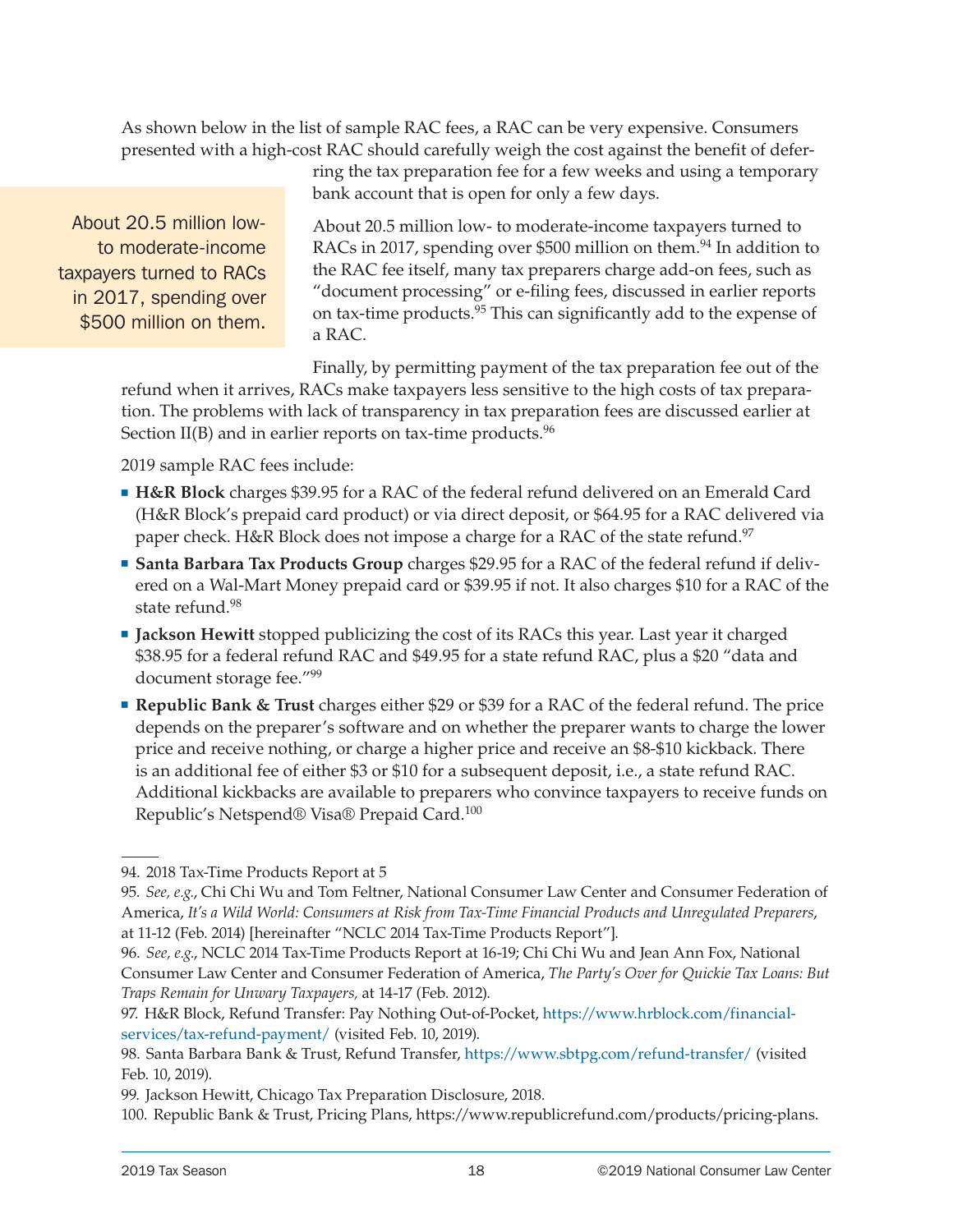As shown below in the list of sample RAC fees, a RAC can be very expensive. Consumers presented with a high-cost RAC should carefully weigh the cost against the benefit of deferring the tax preparation fee for a few weeks and using a temporary bank account that is open for only a few days.

> About 20.5 million low- to moderate-income taxpayers turned to RACs in 2017, spending over $500 million on them.

About 20.5 million low- to moderate-income taxpayers turned to RACs in 2017, spending over $500 million on them.[94] In addition to the RAC fee itself, many tax preparers charge add-on fees, such as "document processing" or e-filing fees, discussed in earlier reports on tax-time products.[95] This can significantly add to the expense of a RAC.

Finally, by permitting payment of the tax preparation fee out of the refund when it arrives, RACs make taxpayers less sensitive to the high costs of tax preparation. The problems with lack of transparency in tax preparation fees are discussed earlier at Section II(B) and in earlier reports on tax-time products.[96]

2019 sample RAC fees include:

- **H&R Block** charges $39.95 for a RAC of the federal refund delivered on an Emerald Card (H&R Block's prepaid card product) or via direct deposit, or $64.95 for a RAC delivered via paper check. H&R Block does not impose a charge for a RAC of the state refund.[97]
- **Santa Barbara Tax Products Group** charges $29.95 for a RAC of the federal refund if delivered on a Wal-Mart Money prepaid card or $39.95 if not. It also charges $10 for a RAC of the state refund.[98]
- **Jackson Hewitt** stopped publicizing the cost of its RACs this year. Last year it charged $38.95 for a federal refund RAC and $49.95 for a state refund RAC, plus a $20 "data and document storage fee."[99]
- **Republic Bank & Trust** charges either $29 or $39 for a RAC of the federal refund. The price depends on the preparer's software and on whether the preparer wants to charge the lower price and receive nothing, or charge a higher price and receive an $8-$10 kickback. There is an additional fee of either $3 or $10 for a subsequent deposit, i.e., a state refund RAC. Additional kickbacks are available to preparers who convince taxpayers to receive funds on Republic's Netspend® Visa® Prepaid Card.[100]

---

94. 2018 Tax-Time Products Report at 5

95. *See, e.g.*, Chi Chi Wu and Tom Feltner, National Consumer Law Center and Consumer Federation of America, *It's a Wild World: Consumers at Risk from Tax-Time Financial Products and Unregulated Preparers*, at 11-12 (Feb. 2014) [hereinafter "NCLC 2014 Tax-Time Products Report"].

96. *See, e.g.*, NCLC 2014 Tax-Time Products Report at 16-19; Chi Chi Wu and Jean Ann Fox, National Consumer Law Center and Consumer Federation of America, *The Party's Over for Quickie Tax Loans: But Traps Remain for Unwary Taxpayers,* at 14-17 (Feb. 2012).

97. H&R Block, Refund Transfer: Pay Nothing Out-of-Pocket, https://www.hrblock.com/financial-services/tax-refund-payment/ (visited Feb. 10, 2019).

98. Santa Barbara Bank & Trust, Refund Transfer, https://www.sbtpg.com/refund-transfer/ (visited Feb. 10, 2019).

99. Jackson Hewitt, Chicago Tax Preparation Disclosure, 2018.

100. Republic Bank & Trust, Pricing Plans, https://www.republicrefund.com/products/pricing-plans.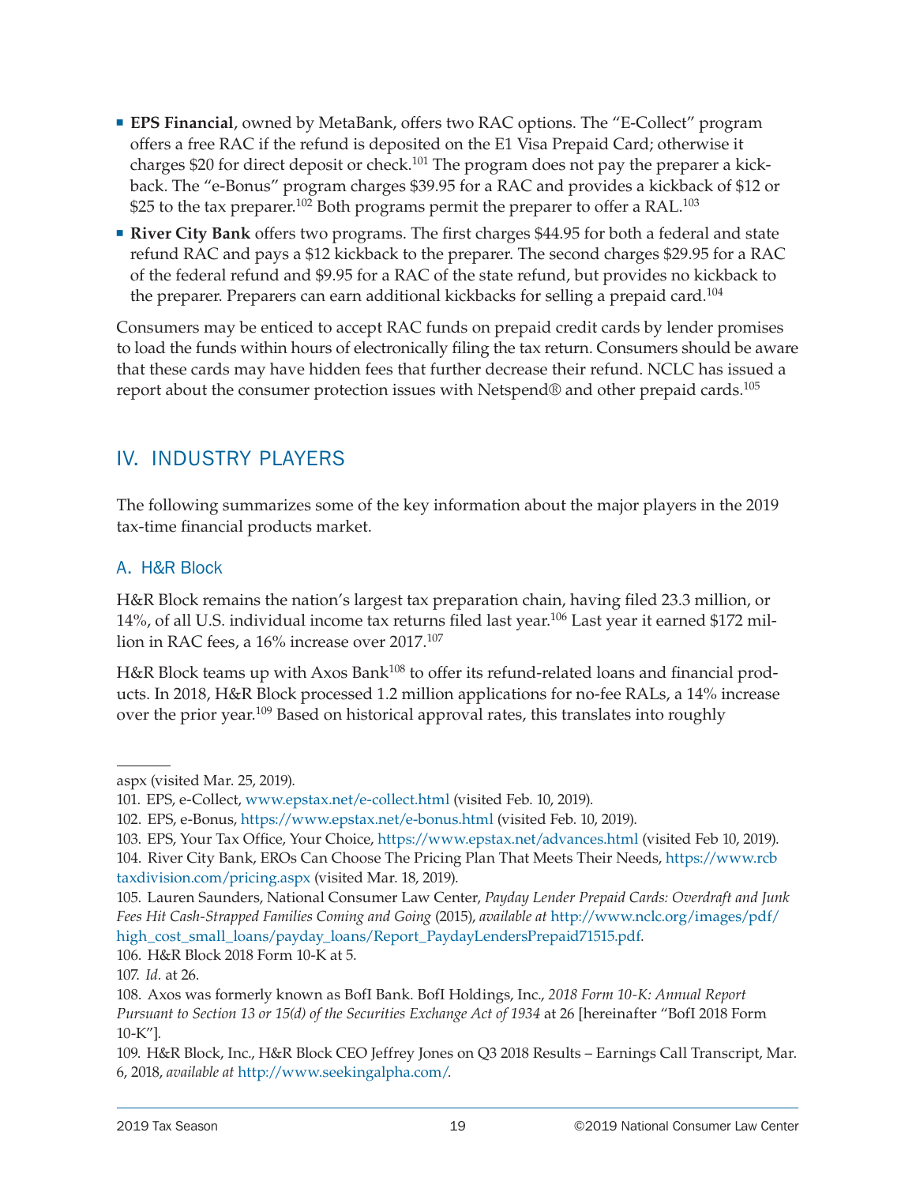- **EPS Financial**, owned by MetaBank, offers two RAC options. The "E-Collect" program offers a free RAC if the refund is deposited on the E1 Visa Prepaid Card; otherwise it charges $20 for direct deposit or check.[101] The program does not pay the preparer a kickback. The "e-Bonus" program charges $39.95 for a RAC and provides a kickback of $12 or $25 to the tax preparer.[102] Both programs permit the preparer to offer a RAL.[103]
- **River City Bank** offers two programs. The first charges $44.95 for both a federal and state refund RAC and pays a $12 kickback to the preparer. The second charges $29.95 for a RAC of the federal refund and $9.95 for a RAC of the state refund, but provides no kickback to the preparer. Preparers can earn additional kickbacks for selling a prepaid card.[104]

Consumers may be enticed to accept RAC funds on prepaid credit cards by lender promises to load the funds within hours of electronically filing the tax return. Consumers should be aware that these cards may have hidden fees that further decrease their refund. NCLC has issued a report about the consumer protection issues with Netspend® and other prepaid cards.[105]

## IV. INDUSTRY PLAYERS

The following summarizes some of the key information about the major players in the 2019 tax-time financial products market.

### A. H&R Block

H&R Block remains the nation's largest tax preparation chain, having filed 23.3 million, or 14%, of all U.S. individual income tax returns filed last year.[106] Last year it earned $172 million in RAC fees, a 16% increase over 2017.[107]

H&R Block teams up with Axos Bank[108] to offer its refund-related loans and financial products. In 2018, H&R Block processed 1.2 million applications for no-fee RALs, a 14% increase over the prior year.[109] Based on historical approval rates, this translates into roughly

---

aspx (visited Mar. 25, 2019).

101. EPS, e-Collect, www.epstax.net/e-collect.html (visited Feb. 10, 2019).

102. EPS, e-Bonus, https://www.epstax.net/e-bonus.html (visited Feb. 10, 2019).

103. EPS, Your Tax Office, Your Choice, https://www.epstax.net/advances.html (visited Feb 10, 2019).

104. River City Bank, EROs Can Choose The Pricing Plan That Meets Their Needs, https://www.rcbtaxdivision.com/pricing.aspx (visited Mar. 18, 2019).

105. Lauren Saunders, National Consumer Law Center, *Payday Lender Prepaid Cards: Overdraft and Junk Fees Hit Cash-Strapped Families Coming and Going* (2015), *available at* http://www.nclc.org/images/pdf/high_cost_small_loans/payday_loans/Report_PaydayLendersPrepaid71515.pdf.

106. H&R Block 2018 Form 10-K at 5.

107. *Id.* at 26.

108. Axos was formerly known as BofI Bank. BofI Holdings, Inc., *2018 Form 10-K: Annual Report Pursuant to Section 13 or 15(d) of the Securities Exchange Act of 1934* at 26 [hereinafter "BofI 2018 Form 10-K"].

109. H&R Block, Inc., H&R Block CEO Jeffrey Jones on Q3 2018 Results – Earnings Call Transcript, Mar. 6, 2018, *available at* http://www.seekingalpha.com/.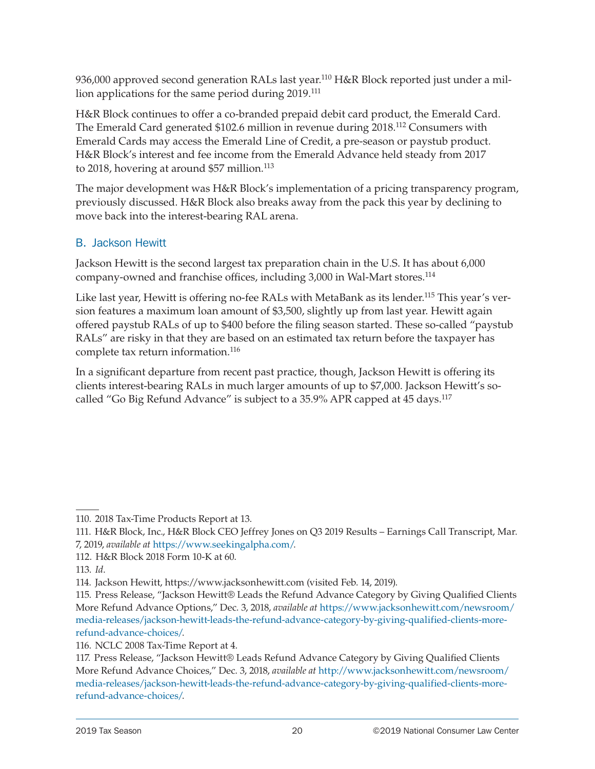936,000 approved second generation RALs last year.[110] H&R Block reported just under a million applications for the same period during 2019.[111]

H&R Block continues to offer a co-branded prepaid debit card product, the Emerald Card. The Emerald Card generated $102.6 million in revenue during 2018.[112] Consumers with Emerald Cards may access the Emerald Line of Credit, a pre-season or paystub product. H&R Block's interest and fee income from the Emerald Advance held steady from 2017 to 2018, hovering at around $57 million.[113]

The major development was H&R Block's implementation of a pricing transparency program, previously discussed. H&R Block also breaks away from the pack this year by declining to move back into the interest-bearing RAL arena.

## B. Jackson Hewitt

Jackson Hewitt is the second largest tax preparation chain in the U.S. It has about 6,000 company-owned and franchise offices, including 3,000 in Wal-Mart stores.[114]

Like last year, Hewitt is offering no-fee RALs with MetaBank as its lender.[115] This year's version features a maximum loan amount of $3,500, slightly up from last year. Hewitt again offered paystub RALs of up to $400 before the filing season started. These so-called "paystub RALs" are risky in that they are based on an estimated tax return before the taxpayer has complete tax return information.[116]

In a significant departure from recent past practice, though, Jackson Hewitt is offering its clients interest-bearing RALs in much larger amounts of up to $7,000. Jackson Hewitt's so-called "Go Big Refund Advance" is subject to a 35.9% APR capped at 45 days.[117]

---

110. 2018 Tax-Time Products Report at 13.

111. H&R Block, Inc., H&R Block CEO Jeffrey Jones on Q3 2019 Results – Earnings Call Transcript, Mar. 7, 2019, *available at* https://www.seekingalpha.com/.

112. H&R Block 2018 Form 10-K at 60.

113. *Id*.

114. Jackson Hewitt, https://www.jacksonhewitt.com (visited Feb. 14, 2019).

115. Press Release, "Jackson Hewitt® Leads the Refund Advance Category by Giving Qualified Clients More Refund Advance Options," Dec. 3, 2018, *available at* https://www.jacksonhewitt.com/newsroom/media-releases/jackson-hewitt-leads-the-refund-advance-category-by-giving-qualified-clients-more-refund-advance-choices/.

116. NCLC 2008 Tax-Time Report at 4.

117. Press Release, "Jackson Hewitt® Leads Refund Advance Category by Giving Qualified Clients More Refund Advance Choices," Dec. 3, 2018, *available at* http://www.jacksonhewitt.com/newsroom/media-releases/jackson-hewitt-leads-the-refund-advance-category-by-giving-qualified-clients-more-refund-advance-choices/.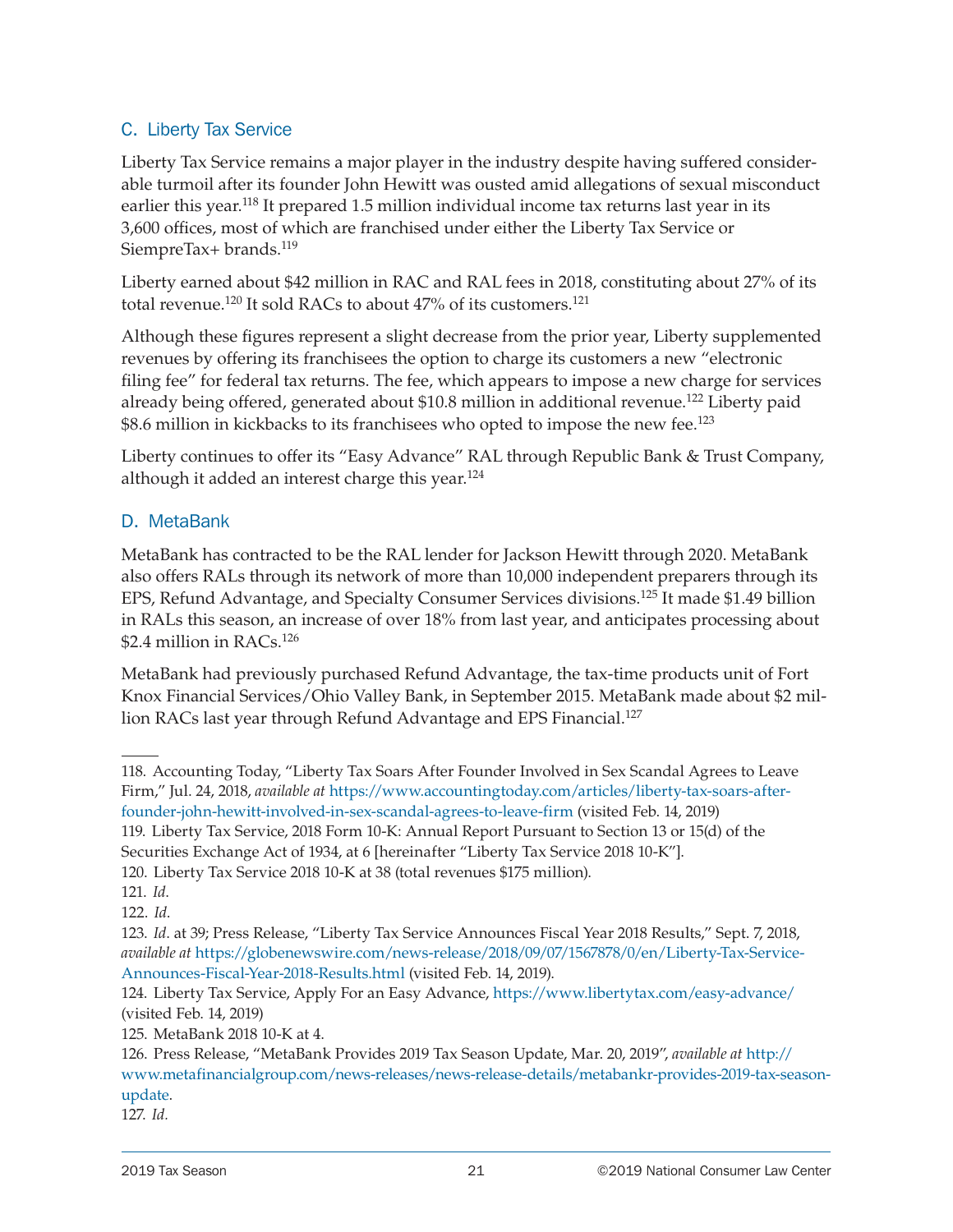## C. Liberty Tax Service

Liberty Tax Service remains a major player in the industry despite having suffered considerable turmoil after its founder John Hewitt was ousted amid allegations of sexual misconduct earlier this year.[118] It prepared 1.5 million individual income tax returns last year in its 3,600 offices, most of which are franchised under either the Liberty Tax Service or SiempreTax+ brands.[119]

Liberty earned about $42 million in RAC and RAL fees in 2018, constituting about 27% of its total revenue.[120] It sold RACs to about 47% of its customers.[121]

Although these figures represent a slight decrease from the prior year, Liberty supplemented revenues by offering its franchisees the option to charge its customers a new "electronic filing fee" for federal tax returns. The fee, which appears to impose a new charge for services already being offered, generated about $10.8 million in additional revenue.[122] Liberty paid $8.6 million in kickbacks to its franchisees who opted to impose the new fee.[123]

Liberty continues to offer its "Easy Advance" RAL through Republic Bank & Trust Company, although it added an interest charge this year.[124]

## D. MetaBank

MetaBank has contracted to be the RAL lender for Jackson Hewitt through 2020. MetaBank also offers RALs through its network of more than 10,000 independent preparers through its EPS, Refund Advantage, and Specialty Consumer Services divisions.[125] It made $1.49 billion in RALs this season, an increase of over 18% from last year, and anticipates processing about $2.4 million in RACs.[126]

MetaBank had previously purchased Refund Advantage, the tax-time products unit of Fort Knox Financial Services/Ohio Valley Bank, in September 2015. MetaBank made about $2 million RACs last year through Refund Advantage and EPS Financial.[127]

---

118. Accounting Today, "Liberty Tax Soars After Founder Involved in Sex Scandal Agrees to Leave Firm," Jul. 24, 2018, *available at* https://www.accountingtoday.com/articles/liberty-tax-soars-after-founder-john-hewitt-involved-in-sex-scandal-agrees-to-leave-firm (visited Feb. 14, 2019)

119. Liberty Tax Service, 2018 Form 10-K: Annual Report Pursuant to Section 13 or 15(d) of the Securities Exchange Act of 1934, at 6 [hereinafter "Liberty Tax Service 2018 10-K"].

120. Liberty Tax Service 2018 10-K at 38 (total revenues $175 million).

121. *Id*.

122. *Id*.

123. *Id*. at 39; Press Release, "Liberty Tax Service Announces Fiscal Year 2018 Results," Sept. 7, 2018, *available at* https://globenewswire.com/news-release/2018/09/07/1567878/0/en/Liberty-Tax-Service-Announces-Fiscal-Year-2018-Results.html (visited Feb. 14, 2019).

124. Liberty Tax Service, Apply For an Easy Advance, https://www.libertytax.com/easy-advance/ (visited Feb. 14, 2019)

125. MetaBank 2018 10-K at 4.

126. Press Release, "MetaBank Provides 2019 Tax Season Update, Mar. 20, 2019", *available at* http://www.metafinancialgroup.com/news-releases/news-release-details/metabankr-provides-2019-tax-season-update.

127. *Id*.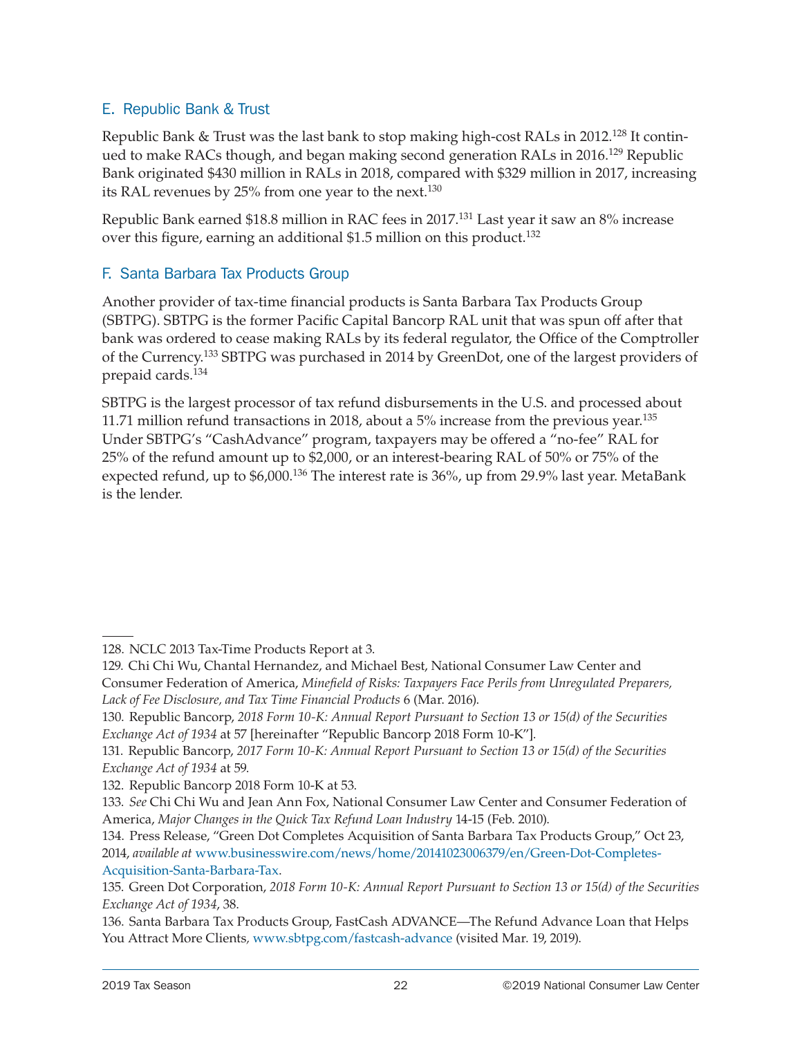### E. Republic Bank & Trust

Republic Bank & Trust was the last bank to stop making high-cost RALs in 2012.[128] It continued to make RACs though, and began making second generation RALs in 2016.[129] Republic Bank originated $430 million in RALs in 2018, compared with $329 million in 2017, increasing its RAL revenues by 25% from one year to the next.[130]

Republic Bank earned $18.8 million in RAC fees in 2017.[131] Last year it saw an 8% increase over this figure, earning an additional $1.5 million on this product.[132]

### F. Santa Barbara Tax Products Group

Another provider of tax-time financial products is Santa Barbara Tax Products Group (SBTPG). SBTPG is the former Pacific Capital Bancorp RAL unit that was spun off after that bank was ordered to cease making RALs by its federal regulator, the Office of the Comptroller of the Currency.[133] SBTPG was purchased in 2014 by GreenDot, one of the largest providers of prepaid cards.[134]

SBTPG is the largest processor of tax refund disbursements in the U.S. and processed about 11.71 million refund transactions in 2018, about a 5% increase from the previous year.[135] Under SBTPG's "CashAdvance" program, taxpayers may be offered a "no-fee" RAL for 25% of the refund amount up to $2,000, or an interest-bearing RAL of 50% or 75% of the expected refund, up to $6,000.[136] The interest rate is 36%, up from 29.9% last year. MetaBank is the lender.

---

128. NCLC 2013 Tax-Time Products Report at 3.

129. Chi Chi Wu, Chantal Hernandez, and Michael Best, National Consumer Law Center and Consumer Federation of America, *Minefield of Risks: Taxpayers Face Perils from Unregulated Preparers, Lack of Fee Disclosure, and Tax Time Financial Products* 6 (Mar. 2016).

130. Republic Bancorp, *2018 Form 10-K: Annual Report Pursuant to Section 13 or 15(d) of the Securities Exchange Act of 1934* at 57 [hereinafter "Republic Bancorp 2018 Form 10-K"].

131. Republic Bancorp, *2017 Form 10-K: Annual Report Pursuant to Section 13 or 15(d) of the Securities Exchange Act of 1934* at 59.

132. Republic Bancorp 2018 Form 10-K at 53.

133. *See* Chi Chi Wu and Jean Ann Fox, National Consumer Law Center and Consumer Federation of America, *Major Changes in the Quick Tax Refund Loan Industry* 14-15 (Feb. 2010).

134. Press Release, "Green Dot Completes Acquisition of Santa Barbara Tax Products Group," Oct 23, 2014, *available at* www.businesswire.com/news/home/20141023006379/en/Green-Dot-Completes-Acquisition-Santa-Barbara-Tax.

135. Green Dot Corporation, *2018 Form 10-K: Annual Report Pursuant to Section 13 or 15(d) of the Securities Exchange Act of 1934*, 38.

136. Santa Barbara Tax Products Group, FastCash ADVANCE—The Refund Advance Loan that Helps You Attract More Clients, www.sbtpg.com/fastcash-advance (visited Mar. 19, 2019).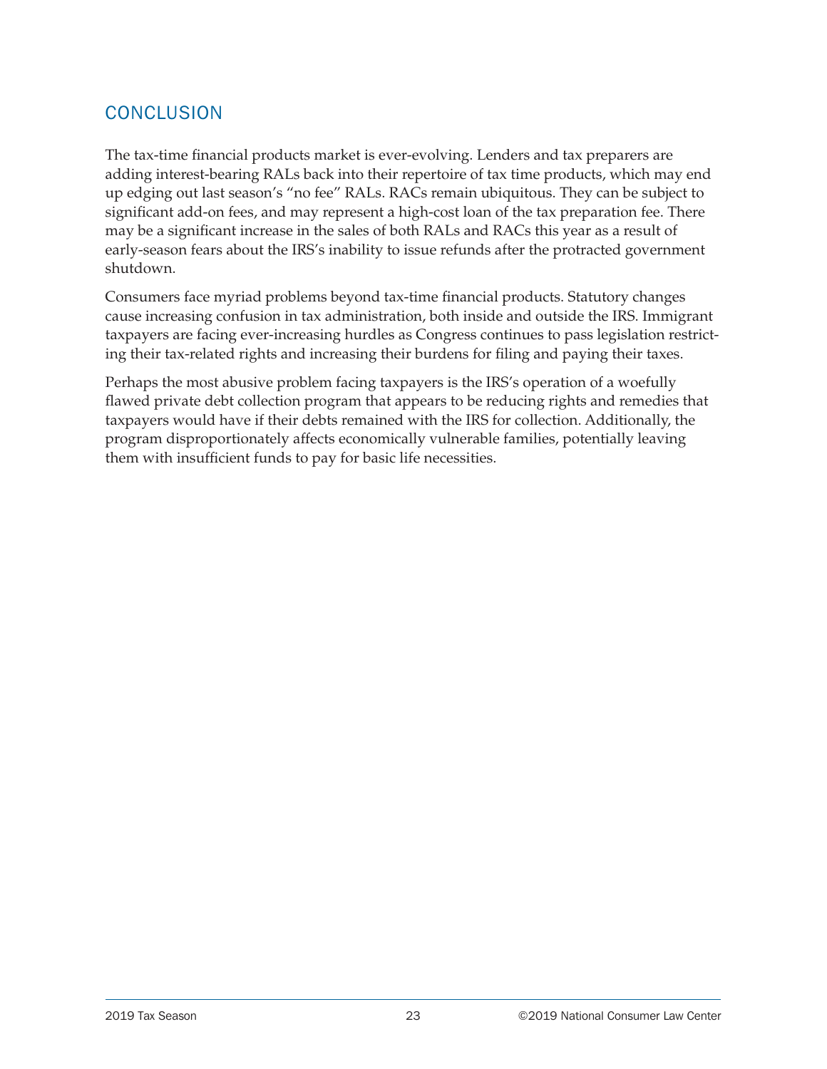## CONCLUSION

The tax-time financial products market is ever-evolving. Lenders and tax preparers are adding interest-bearing RALs back into their repertoire of tax time products, which may end up edging out last season's "no fee" RALs. RACs remain ubiquitous. They can be subject to significant add-on fees, and may represent a high-cost loan of the tax preparation fee. There may be a significant increase in the sales of both RALs and RACs this year as a result of early-season fears about the IRS's inability to issue refunds after the protracted government shutdown.

Consumers face myriad problems beyond tax-time financial products. Statutory changes cause increasing confusion in tax administration, both inside and outside the IRS. Immigrant taxpayers are facing ever-increasing hurdles as Congress continues to pass legislation restricting their tax-related rights and increasing their burdens for filing and paying their taxes.

Perhaps the most abusive problem facing taxpayers is the IRS's operation of a woefully flawed private debt collection program that appears to be reducing rights and remedies that taxpayers would have if their debts remained with the IRS for collection. Additionally, the program disproportionately affects economically vulnerable families, potentially leaving them with insufficient funds to pay for basic life necessities.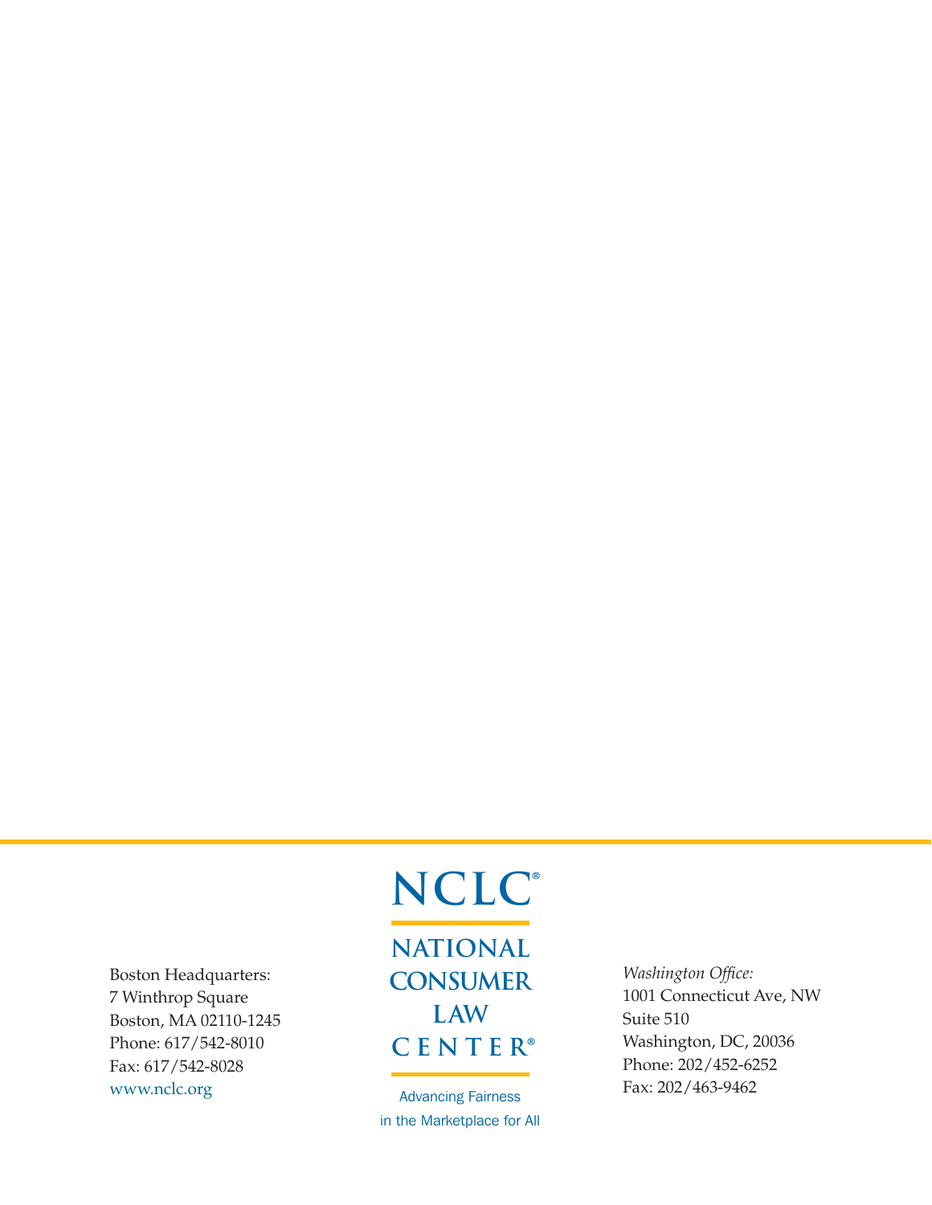Boston Headquarters:
7 Winthrop Square
Boston, MA 02110-1245
Phone: 617/542-8010
Fax: 617/542-8028
www.nclc.org

**NCLC®**

**NATIONAL CONSUMER LAW CENTER®**

Advancing Fairness in the Marketplace for All

*Washington Office:*
1001 Connecticut Ave, NW
Suite 510
Washington, DC, 20036
Phone: 202/452-6252
Fax: 202/463-9462